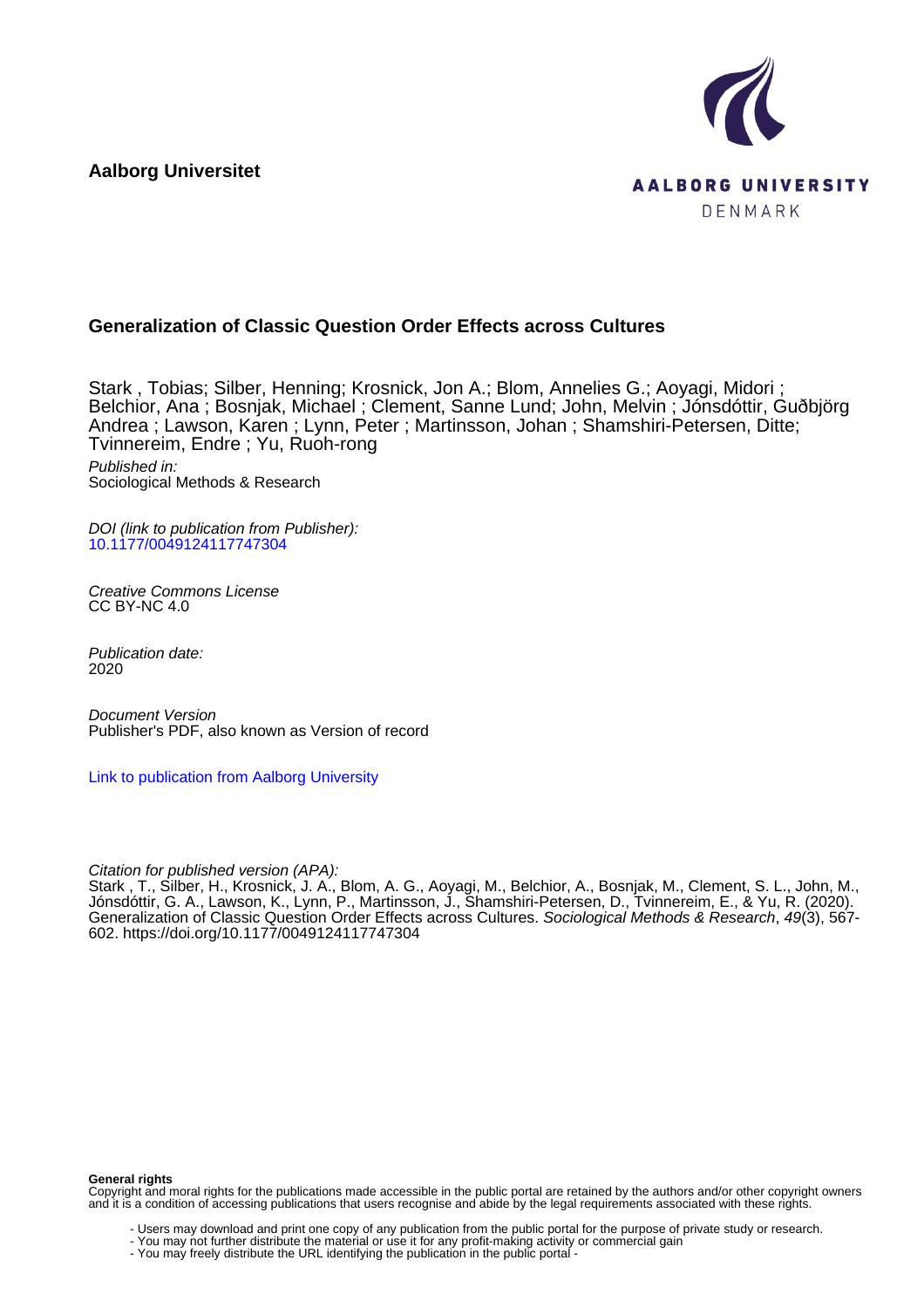**Aalborg Universitet**

AALBORG UNIVERSITY
DENMARK

## Generalization of Classic Question Order Effects across Cultures

Stark , Tobias; Silber, Henning; Krosnick, Jon A.; Blom, Annelies G.; Aoyagi, Midori ; Belchior, Ana ; Bosnjak, Michael ; Clement, Sanne Lund; John, Melvin ; Jónsdóttir, Guðbjörg Andrea ; Lawson, Karen ; Lynn, Peter ; Martinsson, Johan ; Shamshiri-Petersen, Ditte; Tvinnereim, Endre ; Yu, Ruoh-rong

*Published in:*
Sociological Methods & Research

*DOI (link to publication from Publisher):*
10.1177/0049124117747304

*Creative Commons License*
CC BY-NC 4.0

*Publication date:*
2020

*Document Version*
Publisher's PDF, also known as Version of record

Link to publication from Aalborg University

*Citation for published version (APA):*
Stark , T., Silber, H., Krosnick, J. A., Blom, A. G., Aoyagi, M., Belchior, A., Bosnjak, M., Clement, S. L., John, M., Jónsdóttir, G. A., Lawson, K., Lynn, P., Martinsson, J., Shamshiri-Petersen, D., Tvinnereim, E., & Yu, R. (2020). Generalization of Classic Question Order Effects across Cultures. *Sociological Methods & Research*, *49*(3), 567-602. https://doi.org/10.1177/0049124117747304

**General rights**
Copyright and moral rights for the publications made accessible in the public portal are retained by the authors and/or other copyright owners and it is a condition of accessing publications that users recognise and abide by the legal requirements associated with these rights.

- Users may download and print one copy of any publication from the public portal for the purpose of private study or research.
- You may not further distribute the material or use it for any profit-making activity or commercial gain
- You may freely distribute the URL identifying the publication in the public portal -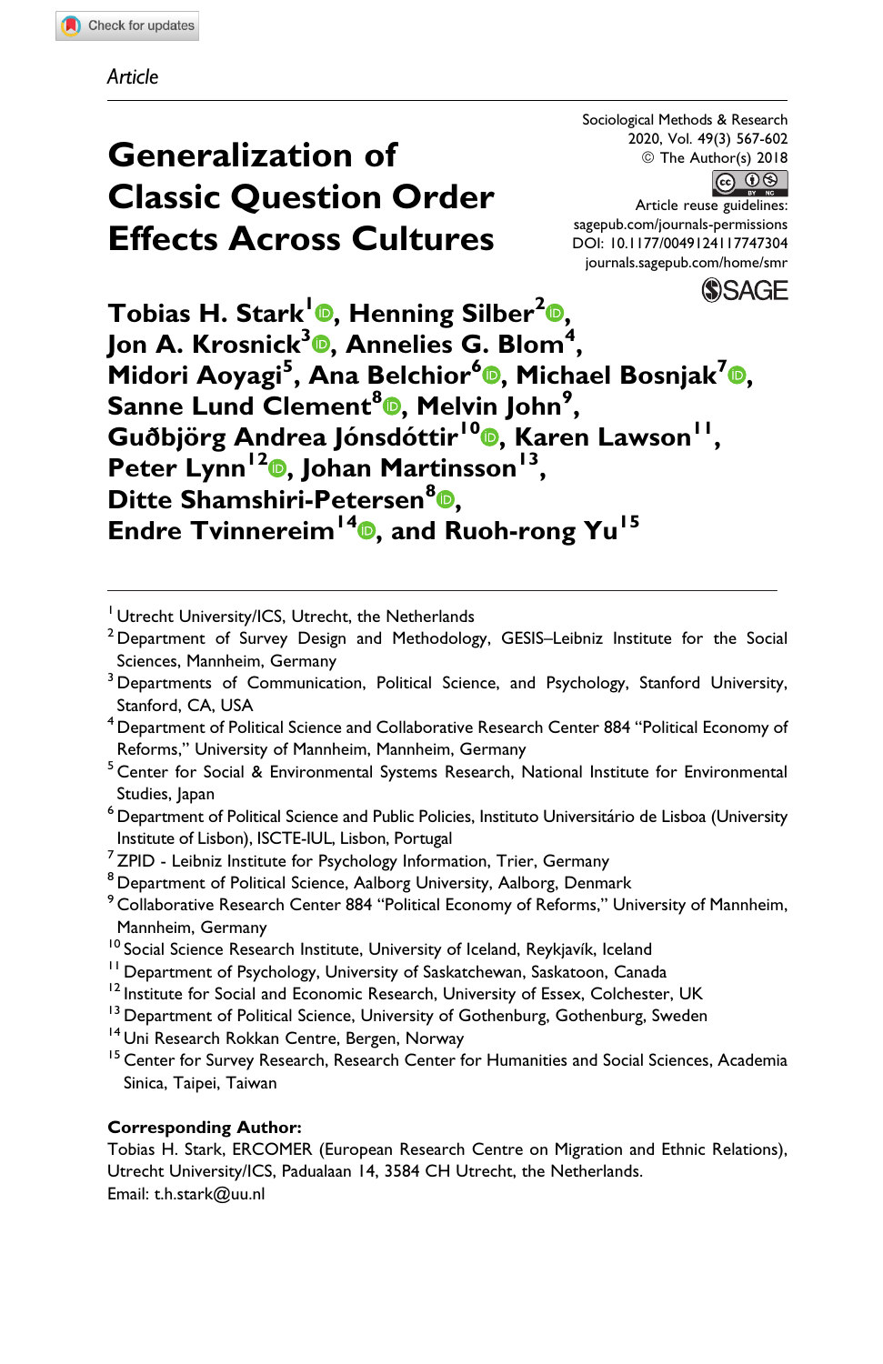Article

# Generalization of Classic Question Order Effects Across Cultures

Sociological Methods & Research
2020, Vol. 49(3) 567-602
© The Author(s) 2018
Article reuse guidelines:
sagepub.com/journals-permissions
DOI: 10.1177/0049124117747304
journals.sagepub.com/home/smr

**Tobias H. Stark[1], Henning Silber[2], Jon A. Krosnick[3], Annelies G. Blom[4], Midori Aoyagi[5], Ana Belchior[6], Michael Bosnjak[7], Sanne Lund Clement[8], Melvin John[9], Guðbjörg Andrea Jónsdóttir[10], Karen Lawson[11], Peter Lynn[12], Johan Martinsson[13], Ditte Shamshiri-Petersen[8], Endre Tvinnereim[14], and Ruoh-rong Yu[15]**

---

[1] Utrecht University/ICS, Utrecht, the Netherlands
[2] Department of Survey Design and Methodology, GESIS–Leibniz Institute for the Social Sciences, Mannheim, Germany
[3] Departments of Communication, Political Science, and Psychology, Stanford University, Stanford, CA, USA
[4] Department of Political Science and Collaborative Research Center 884 "Political Economy of Reforms," University of Mannheim, Mannheim, Germany
[5] Center for Social & Environmental Systems Research, National Institute for Environmental Studies, Japan
[6] Department of Political Science and Public Policies, Instituto Universitário de Lisboa (University Institute of Lisbon), ISCTE-IUL, Lisbon, Portugal
[7] ZPID - Leibniz Institute for Psychology Information, Trier, Germany
[8] Department of Political Science, Aalborg University, Aalborg, Denmark
[9] Collaborative Research Center 884 "Political Economy of Reforms," University of Mannheim, Mannheim, Germany
[10] Social Science Research Institute, University of Iceland, Reykjavík, Iceland
[11] Department of Psychology, University of Saskatchewan, Saskatoon, Canada
[12] Institute for Social and Economic Research, University of Essex, Colchester, UK
[13] Department of Political Science, University of Gothenburg, Gothenburg, Sweden
[14] Uni Research Rokkan Centre, Bergen, Norway
[15] Center for Survey Research, Research Center for Humanities and Social Sciences, Academia Sinica, Taipei, Taiwan

**Corresponding Author:**
Tobias H. Stark, ERCOMER (European Research Centre on Migration and Ethnic Relations), Utrecht University/ICS, Padualaan 14, 3584 CH Utrecht, the Netherlands.
Email: t.h.stark@uu.nl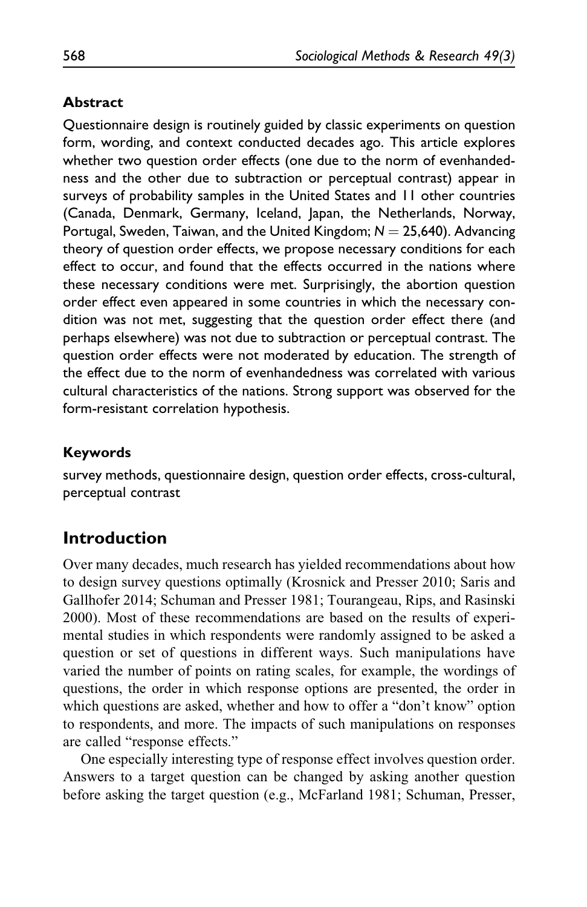### Abstract

Questionnaire design is routinely guided by classic experiments on question form, wording, and context conducted decades ago. This article explores whether two question order effects (one due to the norm of evenhandedness and the other due to subtraction or perceptual contrast) appear in surveys of probability samples in the United States and 11 other countries (Canada, Denmark, Germany, Iceland, Japan, the Netherlands, Norway, Portugal, Sweden, Taiwan, and the United Kingdom; $N = 25{,}640$). Advancing theory of question order effects, we propose necessary conditions for each effect to occur, and found that the effects occurred in the nations where these necessary conditions were met. Surprisingly, the abortion question order effect even appeared in some countries in which the necessary condition was not met, suggesting that the question order effect there (and perhaps elsewhere) was not due to subtraction or perceptual contrast. The question order effects were not moderated by education. The strength of the effect due to the norm of evenhandedness was correlated with various cultural characteristics of the nations. Strong support was observed for the form-resistant correlation hypothesis.

### Keywords

survey methods, questionnaire design, question order effects, cross-cultural, perceptual contrast

## Introduction

Over many decades, much research has yielded recommendations about how to design survey questions optimally (Krosnick and Presser 2010; Saris and Gallhofer 2014; Schuman and Presser 1981; Tourangeau, Rips, and Rasinski 2000). Most of these recommendations are based on the results of experimental studies in which respondents were randomly assigned to be asked a question or set of questions in different ways. Such manipulations have varied the number of points on rating scales, for example, the wordings of questions, the order in which response options are presented, the order in which questions are asked, whether and how to offer a "don't know" option to respondents, and more. The impacts of such manipulations on responses are called "response effects."

One especially interesting type of response effect involves question order. Answers to a target question can be changed by asking another question before asking the target question (e.g., McFarland 1981; Schuman, Presser,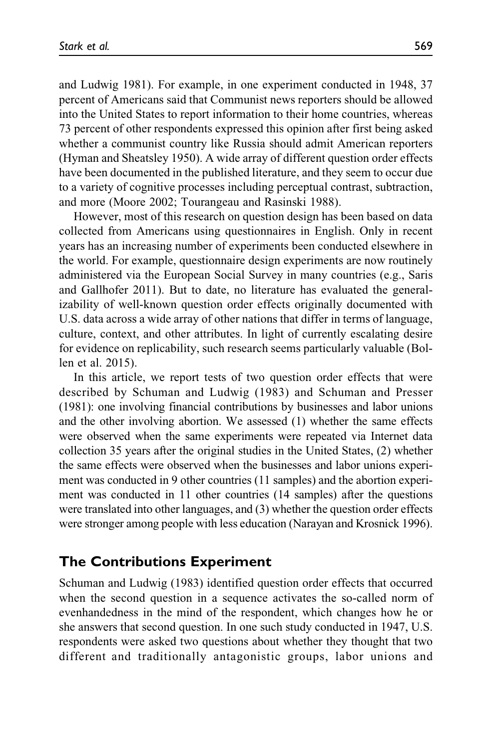and Ludwig 1981). For example, in one experiment conducted in 1948, 37 percent of Americans said that Communist news reporters should be allowed into the United States to report information to their home countries, whereas 73 percent of other respondents expressed this opinion after first being asked whether a communist country like Russia should admit American reporters (Hyman and Sheatsley 1950). A wide array of different question order effects have been documented in the published literature, and they seem to occur due to a variety of cognitive processes including perceptual contrast, subtraction, and more (Moore 2002; Tourangeau and Rasinski 1988).

However, most of this research on question design has been based on data collected from Americans using questionnaires in English. Only in recent years has an increasing number of experiments been conducted elsewhere in the world. For example, questionnaire design experiments are now routinely administered via the European Social Survey in many countries (e.g., Saris and Gallhofer 2011). But to date, no literature has evaluated the generalizability of well-known question order effects originally documented with U.S. data across a wide array of other nations that differ in terms of language, culture, context, and other attributes. In light of currently escalating desire for evidence on replicability, such research seems particularly valuable (Bollen et al. 2015).

In this article, we report tests of two question order effects that were described by Schuman and Ludwig (1983) and Schuman and Presser (1981): one involving financial contributions by businesses and labor unions and the other involving abortion. We assessed (1) whether the same effects were observed when the same experiments were repeated via Internet data collection 35 years after the original studies in the United States, (2) whether the same effects were observed when the businesses and labor unions experiment was conducted in 9 other countries (11 samples) and the abortion experiment was conducted in 11 other countries (14 samples) after the questions were translated into other languages, and (3) whether the question order effects were stronger among people with less education (Narayan and Krosnick 1996).

## The Contributions Experiment

Schuman and Ludwig (1983) identified question order effects that occurred when the second question in a sequence activates the so-called norm of evenhandedness in the mind of the respondent, which changes how he or she answers that second question. In one such study conducted in 1947, U.S. respondents were asked two questions about whether they thought that two different and traditionally antagonistic groups, labor unions and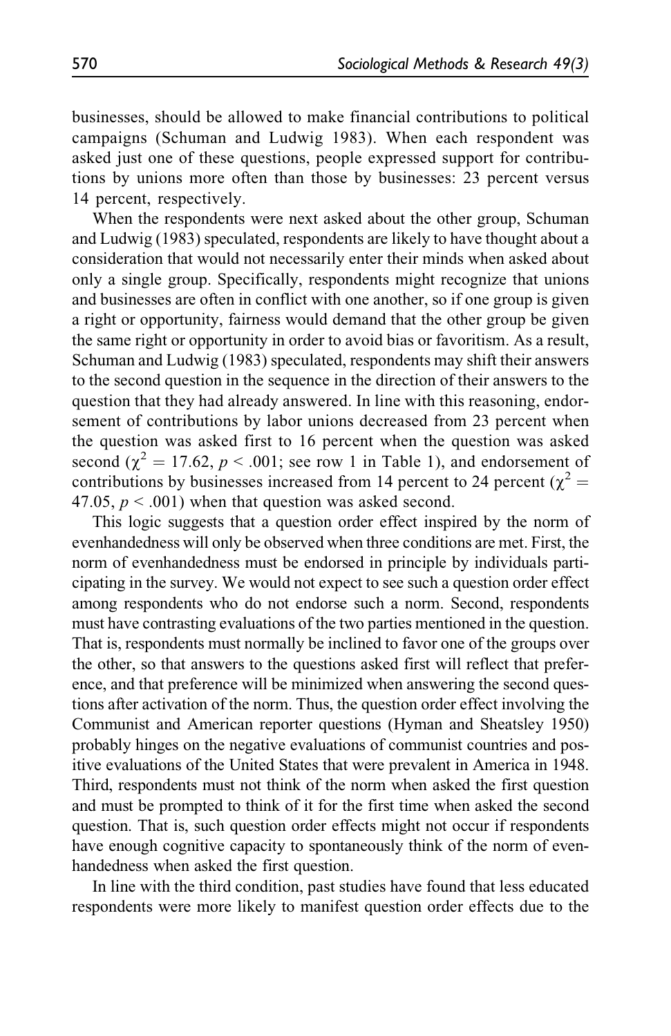businesses, should be allowed to make financial contributions to political campaigns (Schuman and Ludwig 1983). When each respondent was asked just one of these questions, people expressed support for contributions by unions more often than those by businesses: 23 percent versus 14 percent, respectively.

When the respondents were next asked about the other group, Schuman and Ludwig (1983) speculated, respondents are likely to have thought about a consideration that would not necessarily enter their minds when asked about only a single group. Specifically, respondents might recognize that unions and businesses are often in conflict with one another, so if one group is given a right or opportunity, fairness would demand that the other group be given the same right or opportunity in order to avoid bias or favoritism. As a result, Schuman and Ludwig (1983) speculated, respondents may shift their answers to the second question in the sequence in the direction of their answers to the question that they had already answered. In line with this reasoning, endorsement of contributions by labor unions decreased from 23 percent when the question was asked first to 16 percent when the question was asked second ($\chi^2 = 17.62$, $p < .001$; see row 1 in Table 1), and endorsement of contributions by businesses increased from 14 percent to 24 percent ($\chi^2 = 47.05$, $p < .001$) when that question was asked second.

This logic suggests that a question order effect inspired by the norm of evenhandedness will only be observed when three conditions are met. First, the norm of evenhandedness must be endorsed in principle by individuals participating in the survey. We would not expect to see such a question order effect among respondents who do not endorse such a norm. Second, respondents must have contrasting evaluations of the two parties mentioned in the question. That is, respondents must normally be inclined to favor one of the groups over the other, so that answers to the questions asked first will reflect that preference, and that preference will be minimized when answering the second questions after activation of the norm. Thus, the question order effect involving the Communist and American reporter questions (Hyman and Sheatsley 1950) probably hinges on the negative evaluations of communist countries and positive evaluations of the United States that were prevalent in America in 1948. Third, respondents must not think of the norm when asked the first question and must be prompted to think of it for the first time when asked the second question. That is, such question order effects might not occur if respondents have enough cognitive capacity to spontaneously think of the norm of evenhandedness when asked the first question.

In line with the third condition, past studies have found that less educated respondents were more likely to manifest question order effects due to the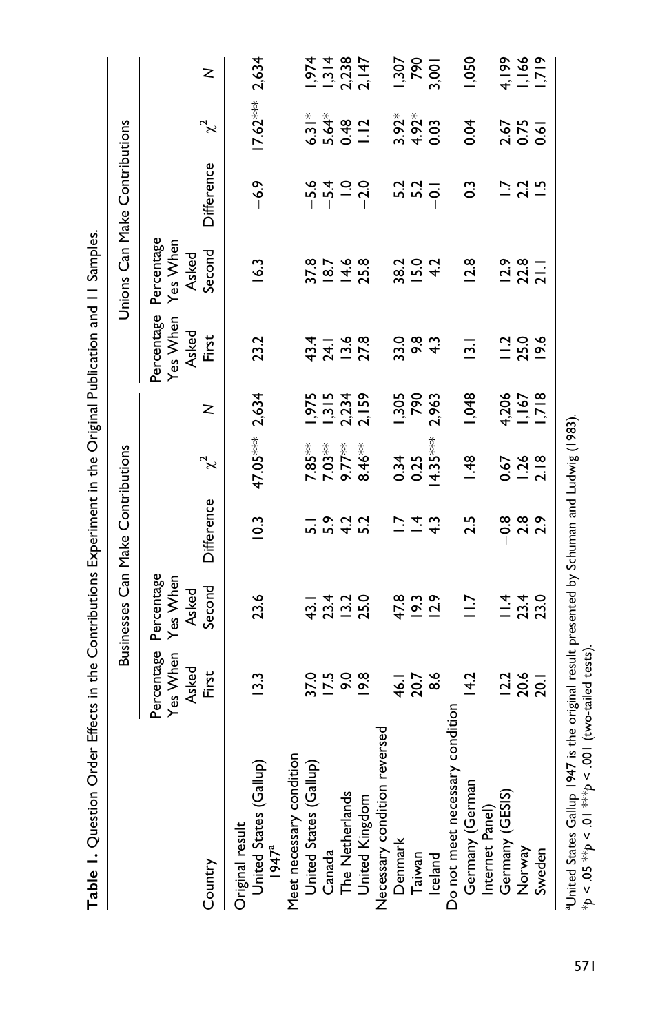**Table 1.** Question Order Effects in the Contributions Experiment in the Original Publication and 11 Samples.

| Country | Businesses Can Make Contributions | | | | | Unions Can Make Contributions | | | | |
|---|---|---|---|---|---|---|---|---|---|---|
| | Percentage Yes When Asked First | Percentage Yes When Asked Second | Difference | $\chi^2$ | N | Percentage Yes When Asked First | Percentage Yes When Asked Second | Difference | $\chi^2$ | N |
| Original result | | | | | | | | | | |
| United States (Gallup) 1947[a] | 13.3 | 23.6 | 10.3 | 47.05*** | 2,634 | 23.2 | 16.3 | −6.9 | 17.62*** | 2,634 |
| Meet necessary condition | | | | | | | | | | |
| United States (Gallup) | 37.0 | 43.1 | 5.1 | 7.85** | 1,975 | 43.4 | 37.8 | −5.6 | 6.31* | 1,974 |
| Canada | 17.5 | 23.4 | 5.9 | 7.03** | 1,315 | 24.1 | 18.7 | −5.4 | 5.64* | 1,314 |
| The Netherlands | 9.0 | 13.2 | 4.2 | 9.77** | 2,234 | 13.6 | 14.6 | 1.0 | 0.48 | 2,238 |
| United Kingdom | 19.8 | 25.0 | 5.2 | 8.46** | 2,159 | 27.8 | 25.8 | −2.0 | 1.12 | 2,147 |
| Necessary condition reversed | | | | | | | | | | |
| Denmark | 46.1 | 47.8 | 1.7 | 0.34 | 1,305 | 33.0 | 38.2 | 5.2 | 3.92* | 1,307 |
| Taiwan | 20.7 | 19.3 | −1.4 | 0.25 | 790 | 9.8 | 15.0 | 5.2 | 4.92* | 790 |
| Iceland | 8.6 | 12.9 | 4.3 | 14.35*** | 2,963 | 4.3 | 4.2 | −0.1 | 0.03 | 3,001 |
| Do not meet necessary condition | | | | | | | | | | |
| Germany (German Internet Panel) | 14.2 | 11.7 | −2.5 | 1.48 | 1,048 | 13.1 | 12.8 | −0.3 | 0.04 | 1,050 |
| Germany (GESIS) | 12.2 | 11.4 | −0.8 | 0.67 | 4,206 | 11.2 | 12.9 | 1.7 | 2.67 | 4,199 |
| Norway | 20.6 | 23.4 | 2.8 | 1.26 | 1,167 | 25.0 | 22.8 | −2.2 | 0.75 | 1,166 |
| Sweden | 20.1 | 23.0 | 2.9 | 2.18 | 1,718 | 19.6 | 21.1 | 1.5 | 0.61 | 1,719 |

[a]United States Gallup 1947 is the original result presented by Schuman and Ludwig (1983).
*$p < .05$ **$p < .01$ ***$p < .001$ (two-tailed tests).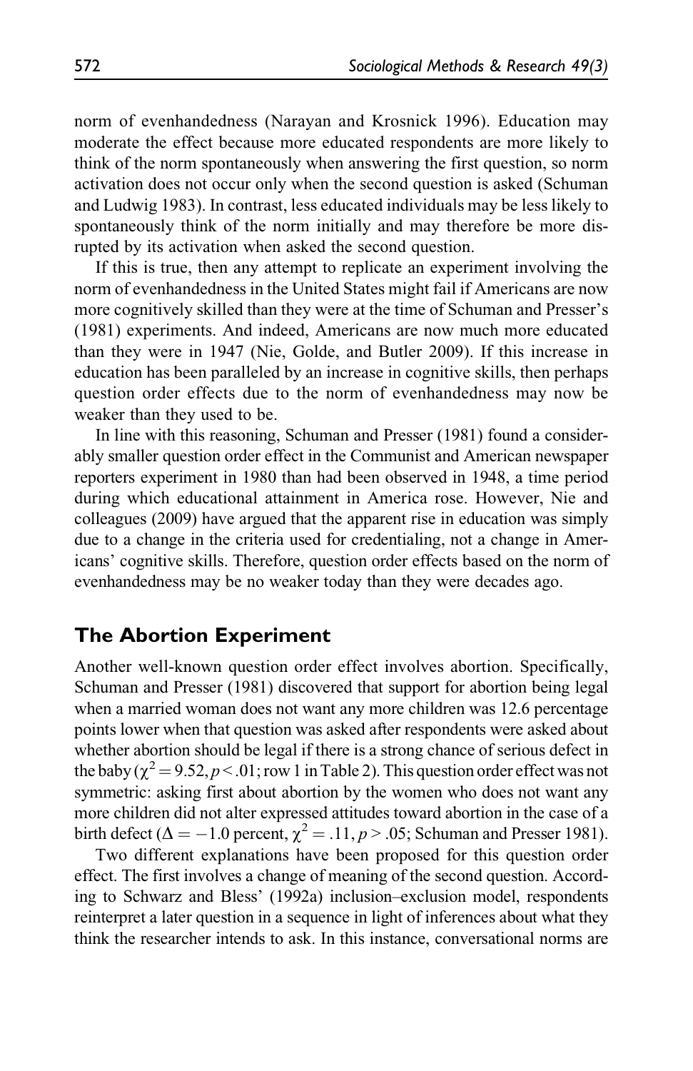norm of evenhandedness (Narayan and Krosnick 1996). Education may moderate the effect because more educated respondents are more likely to think of the norm spontaneously when answering the first question, so norm activation does not occur only when the second question is asked (Schuman and Ludwig 1983). In contrast, less educated individuals may be less likely to spontaneously think of the norm initially and may therefore be more disrupted by its activation when asked the second question.

If this is true, then any attempt to replicate an experiment involving the norm of evenhandedness in the United States might fail if Americans are now more cognitively skilled than they were at the time of Schuman and Presser's (1981) experiments. And indeed, Americans are now much more educated than they were in 1947 (Nie, Golde, and Butler 2009). If this increase in education has been paralleled by an increase in cognitive skills, then perhaps question order effects due to the norm of evenhandedness may now be weaker than they used to be.

In line with this reasoning, Schuman and Presser (1981) found a considerably smaller question order effect in the Communist and American newspaper reporters experiment in 1980 than had been observed in 1948, a time period during which educational attainment in America rose. However, Nie and colleagues (2009) have argued that the apparent rise in education was simply due to a change in the criteria used for credentialing, not a change in Americans' cognitive skills. Therefore, question order effects based on the norm of evenhandedness may be no weaker today than they were decades ago.

## The Abortion Experiment

Another well-known question order effect involves abortion. Specifically, Schuman and Presser (1981) discovered that support for abortion being legal when a married woman does not want any more children was 12.6 percentage points lower when that question was asked after respondents were asked about whether abortion should be legal if there is a strong chance of serious defect in the baby ($\chi^2 = 9.52, p < .01$; row 1 in Table 2). This question order effect was not symmetric: asking first about abortion by the women who does not want any more children did not alter expressed attitudes toward abortion in the case of a birth defect ($\Delta = -1.0$ percent, $\chi^2 = .11, p > .05$; Schuman and Presser 1981).

Two different explanations have been proposed for this question order effect. The first involves a change of meaning of the second question. According to Schwarz and Bless' (1992a) inclusion–exclusion model, respondents reinterpret a later question in a sequence in light of inferences about what they think the researcher intends to ask. In this instance, conversational norms are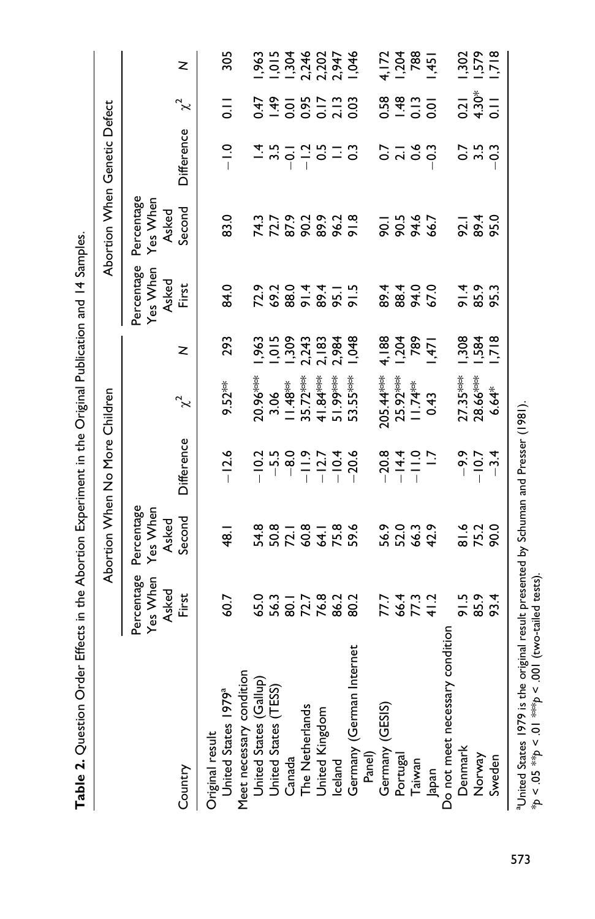**Table 2.** Question Order Effects in the Abortion Experiment in the Original Publication and 14 Samples.

| Country | Abortion When No More Children | | | | | Abortion When Genetic Defect | | | | |
|---|---|---|---|---|---|---|---|---|---|---|
| | Percentage Yes When Asked First | Percentage Yes When Asked Second | Difference | $\chi^2$ | N | Percentage Yes When Asked First | Percentage Yes When Asked Second | Difference | $\chi^2$ | N |
| Original result | | | | | | | | | | |
| United States 1979[a] | 60.7 | 48.1 | −12.6 | 9.52** | 293 | 84.0 | 83.0 | −1.0 | 0.11 | 305 |
| Meet necessary condition | | | | | | | | | | |
| United States (Gallup) | 65.0 | 54.8 | −10.2 | 20.96*** | 1,963 | 72.9 | 74.3 | 1.4 | 0.47 | 1,963 |
| United States (TESS) | 56.3 | 50.8 | −5.5 | 3.06 | 1,015 | 69.2 | 72.7 | 3.5 | 1.49 | 1,015 |
| Canada | 80.1 | 72.1 | −8.0 | 11.48** | 1,309 | 88.0 | 87.9 | −0.1 | 0.01 | 1,304 |
| The Netherlands | 72.7 | 60.8 | −11.9 | 35.72*** | 2,243 | 91.4 | 90.2 | −1.2 | 0.95 | 2,246 |
| United Kingdom | 76.8 | 64.1 | −12.7 | 41.84*** | 2,183 | 89.4 | 89.9 | 0.5 | 0.17 | 2,202 |
| Iceland | 86.2 | 75.8 | −10.4 | 51.99*** | 2,984 | 95.1 | 96.2 | 1.1 | 2.13 | 2,947 |
| Germany (German Internet Panel) | 80.2 | 59.6 | −20.6 | 53.55*** | 1,048 | 91.5 | 91.8 | 0.3 | 0.03 | 1,046 |
| Germany (GESIS) | 77.7 | 56.9 | −20.8 | 205.44*** | 4,188 | 89.4 | 90.1 | 0.7 | 0.58 | 4,172 |
| Portugal | 66.4 | 52.0 | −14.4 | 25.92*** | 1,204 | 88.4 | 90.5 | 2.1 | 1.48 | 1,204 |
| Taiwan | 77.3 | 66.3 | −11.0 | 11.74** | 789 | 94.0 | 94.6 | 0.6 | 0.13 | 788 |
| Japan | 41.2 | 42.9 | 1.7 | 0.43 | 1,471 | 67.0 | 66.7 | −0.3 | 0.01 | 1,451 |
| Do not meet necessary condition | | | | | | | | | | |
| Denmark | 91.5 | 81.6 | −9.9 | 27.35*** | 1,308 | 91.4 | 92.1 | 0.7 | 0.21 | 1,302 |
| Norway | 85.9 | 75.2 | −10.7 | 28.66*** | 1,584 | 85.9 | 89.4 | 3.5 | 4.30* | 1,579 |
| Sweden | 93.4 | 90.0 | −3.4 | 6.64* | 1,718 | 95.3 | 95.0 | −0.3 | 0.11 | 1,718 |

[a]United States 1979 is the original result presented by Schuman and Presser (1981).
*$p < .05$ **$p < .01$ ***$p < .001$ (two-tailed tests).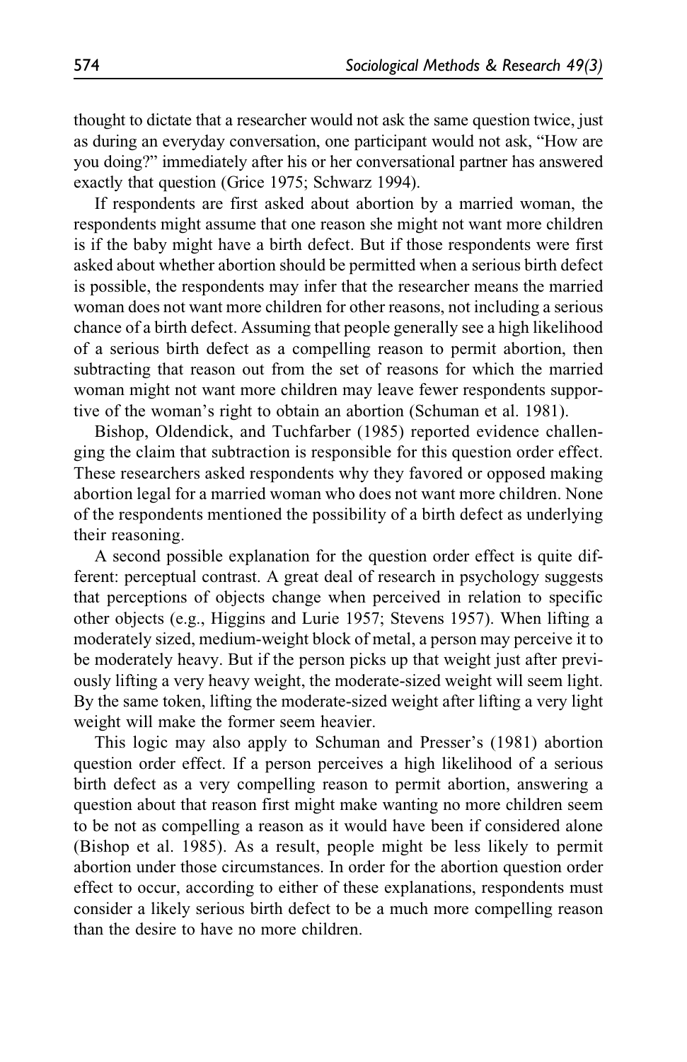thought to dictate that a researcher would not ask the same question twice, just as during an everyday conversation, one participant would not ask, "How are you doing?" immediately after his or her conversational partner has answered exactly that question (Grice 1975; Schwarz 1994).

If respondents are first asked about abortion by a married woman, the respondents might assume that one reason she might not want more children is if the baby might have a birth defect. But if those respondents were first asked about whether abortion should be permitted when a serious birth defect is possible, the respondents may infer that the researcher means the married woman does not want more children for other reasons, not including a serious chance of a birth defect. Assuming that people generally see a high likelihood of a serious birth defect as a compelling reason to permit abortion, then subtracting that reason out from the set of reasons for which the married woman might not want more children may leave fewer respondents supportive of the woman's right to obtain an abortion (Schuman et al. 1981).

Bishop, Oldendick, and Tuchfarber (1985) reported evidence challenging the claim that subtraction is responsible for this question order effect. These researchers asked respondents why they favored or opposed making abortion legal for a married woman who does not want more children. None of the respondents mentioned the possibility of a birth defect as underlying their reasoning.

A second possible explanation for the question order effect is quite different: perceptual contrast. A great deal of research in psychology suggests that perceptions of objects change when perceived in relation to specific other objects (e.g., Higgins and Lurie 1957; Stevens 1957). When lifting a moderately sized, medium-weight block of metal, a person may perceive it to be moderately heavy. But if the person picks up that weight just after previously lifting a very heavy weight, the moderate-sized weight will seem light. By the same token, lifting the moderate-sized weight after lifting a very light weight will make the former seem heavier.

This logic may also apply to Schuman and Presser's (1981) abortion question order effect. If a person perceives a high likelihood of a serious birth defect as a very compelling reason to permit abortion, answering a question about that reason first might make wanting no more children seem to be not as compelling a reason as it would have been if considered alone (Bishop et al. 1985). As a result, people might be less likely to permit abortion under those circumstances. In order for the abortion question order effect to occur, according to either of these explanations, respondents must consider a likely serious birth defect to be a much more compelling reason than the desire to have no more children.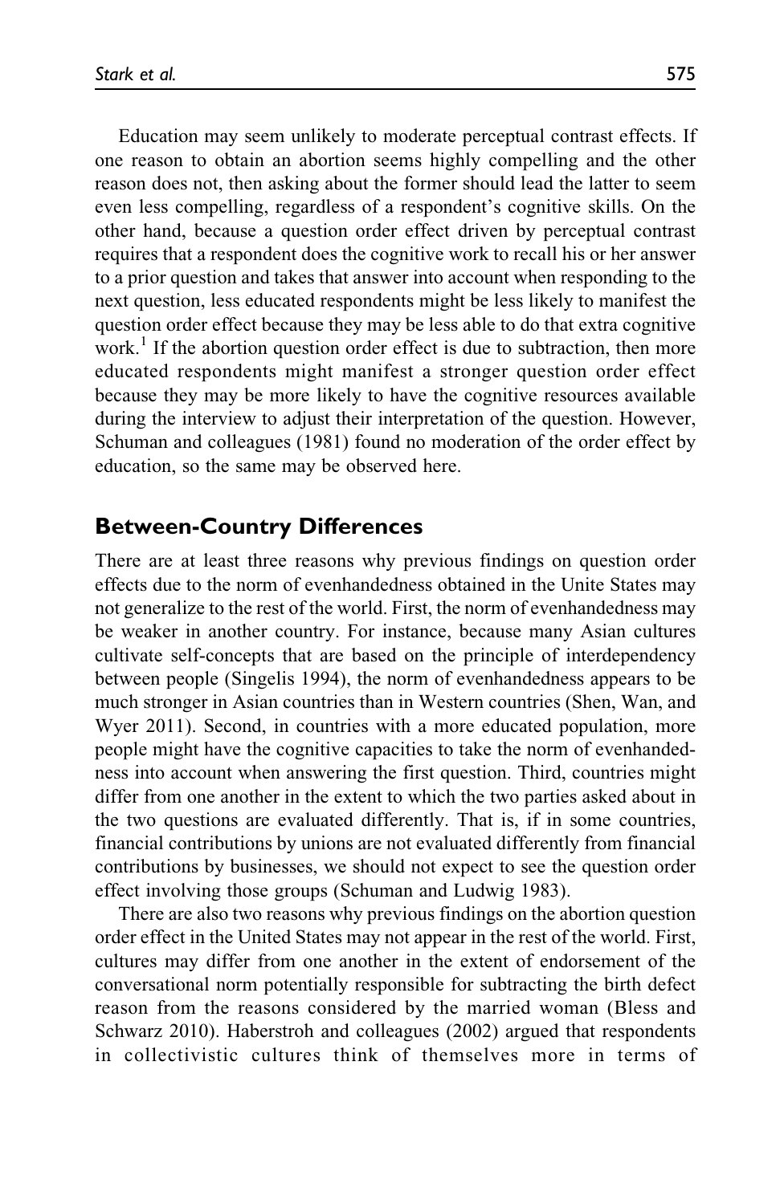Education may seem unlikely to moderate perceptual contrast effects. If one reason to obtain an abortion seems highly compelling and the other reason does not, then asking about the former should lead the latter to seem even less compelling, regardless of a respondent's cognitive skills. On the other hand, because a question order effect driven by perceptual contrast requires that a respondent does the cognitive work to recall his or her answer to a prior question and takes that answer into account when responding to the next question, less educated respondents might be less likely to manifest the question order effect because they may be less able to do that extra cognitive work.[1] If the abortion question order effect is due to subtraction, then more educated respondents might manifest a stronger question order effect because they may be more likely to have the cognitive resources available during the interview to adjust their interpretation of the question. However, Schuman and colleagues (1981) found no moderation of the order effect by education, so the same may be observed here.

## Between-Country Differences

There are at least three reasons why previous findings on question order effects due to the norm of evenhandedness obtained in the Unite States may not generalize to the rest of the world. First, the norm of evenhandedness may be weaker in another country. For instance, because many Asian cultures cultivate self-concepts that are based on the principle of interdependency between people (Singelis 1994), the norm of evenhandedness appears to be much stronger in Asian countries than in Western countries (Shen, Wan, and Wyer 2011). Second, in countries with a more educated population, more people might have the cognitive capacities to take the norm of evenhandedness into account when answering the first question. Third, countries might differ from one another in the extent to which the two parties asked about in the two questions are evaluated differently. That is, if in some countries, financial contributions by unions are not evaluated differently from financial contributions by businesses, we should not expect to see the question order effect involving those groups (Schuman and Ludwig 1983).

There are also two reasons why previous findings on the abortion question order effect in the United States may not appear in the rest of the world. First, cultures may differ from one another in the extent of endorsement of the conversational norm potentially responsible for subtracting the birth defect reason from the reasons considered by the married woman (Bless and Schwarz 2010). Haberstroh and colleagues (2002) argued that respondents in collectivistic cultures think of themselves more in terms of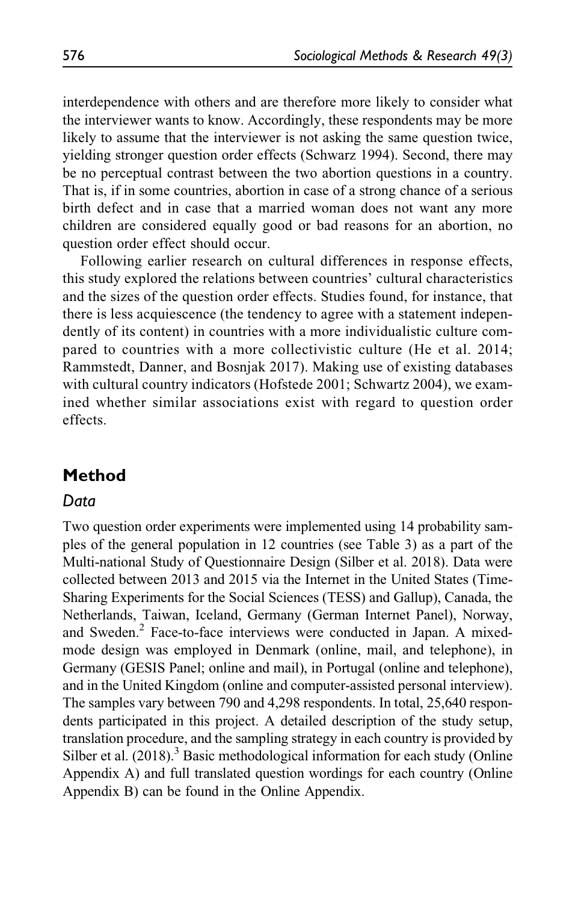interdependence with others and are therefore more likely to consider what the interviewer wants to know. Accordingly, these respondents may be more likely to assume that the interviewer is not asking the same question twice, yielding stronger question order effects (Schwarz 1994). Second, there may be no perceptual contrast between the two abortion questions in a country. That is, if in some countries, abortion in case of a strong chance of a serious birth defect and in case that a married woman does not want any more children are considered equally good or bad reasons for an abortion, no question order effect should occur.

Following earlier research on cultural differences in response effects, this study explored the relations between countries' cultural characteristics and the sizes of the question order effects. Studies found, for instance, that there is less acquiescence (the tendency to agree with a statement independently of its content) in countries with a more individualistic culture compared to countries with a more collectivistic culture (He et al. 2014; Rammstedt, Danner, and Bosnjak 2017). Making use of existing databases with cultural country indicators (Hofstede 2001; Schwartz 2004), we examined whether similar associations exist with regard to question order effects.

## Method

### *Data*

Two question order experiments were implemented using 14 probability samples of the general population in 12 countries (see Table 3) as a part of the Multi-national Study of Questionnaire Design (Silber et al. 2018). Data were collected between 2013 and 2015 via the Internet in the United States (Time-Sharing Experiments for the Social Sciences (TESS) and Gallup), Canada, the Netherlands, Taiwan, Iceland, Germany (German Internet Panel), Norway, and Sweden.[2] Face-to-face interviews were conducted in Japan. A mixed-mode design was employed in Denmark (online, mail, and telephone), in Germany (GESIS Panel; online and mail), in Portugal (online and telephone), and in the United Kingdom (online and computer-assisted personal interview). The samples vary between 790 and 4,298 respondents. In total, 25,640 respondents participated in this project. A detailed description of the study setup, translation procedure, and the sampling strategy in each country is provided by Silber et al. (2018).[3] Basic methodological information for each study (Online Appendix A) and full translated question wordings for each country (Online Appendix B) can be found in the Online Appendix.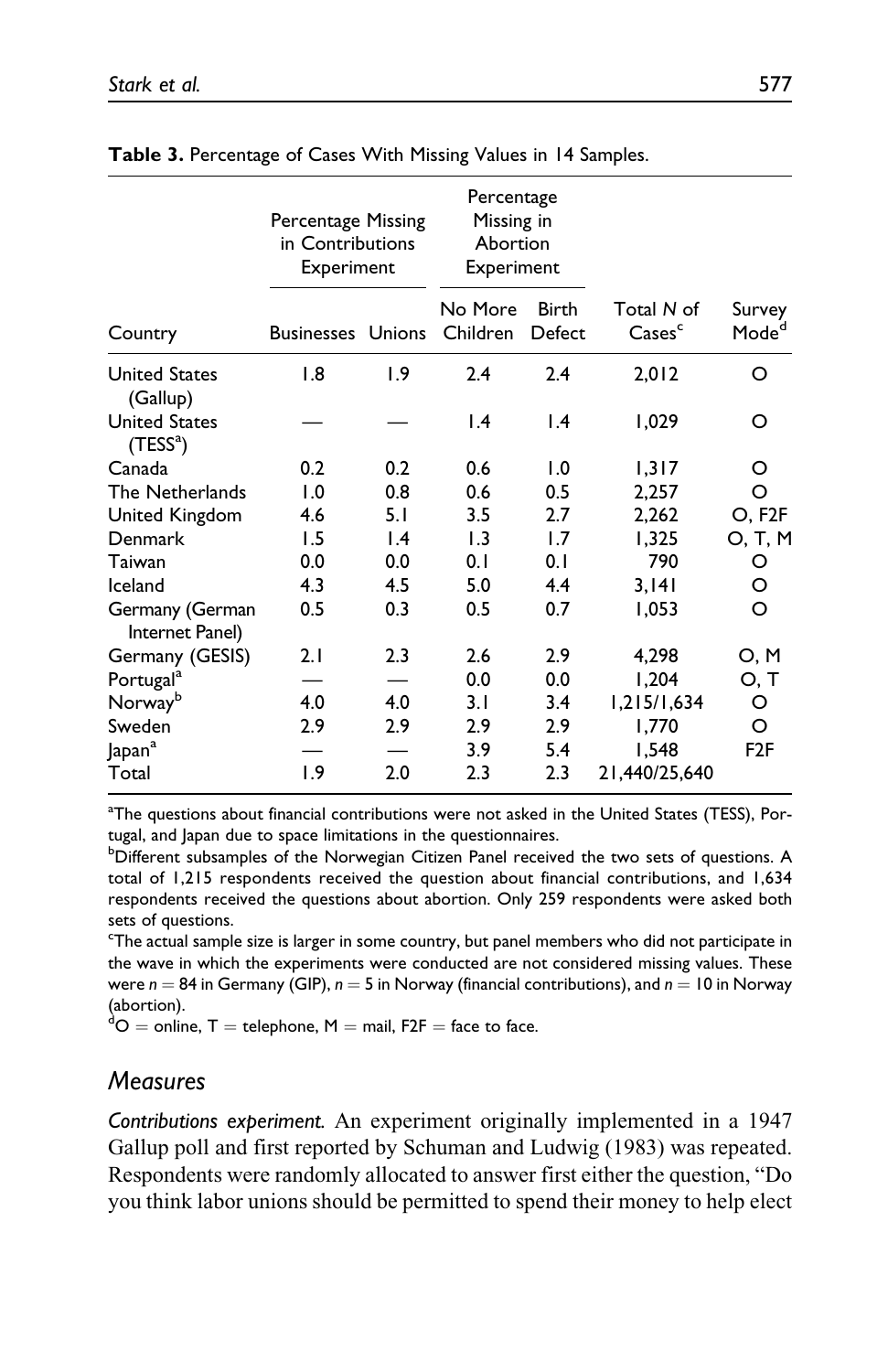**Table 3.** Percentage of Cases With Missing Values in 14 Samples.

| | Percentage Missing in Contributions Experiment | | Percentage Missing in Abortion Experiment | | | |
|---|---|---|---|---|---|---|
| Country | Businesses | Unions | No More Children | Birth Defect | Total N of Cases[c] | Survey Mode[d] |
| United States (Gallup) | 1.8 | 1.9 | 2.4 | 2.4 | 2,012 | O |
| United States (TESS[a]) | — | — | 1.4 | 1.4 | 1,029 | O |
| Canada | 0.2 | 0.2 | 0.6 | 1.0 | 1,317 | O |
| The Netherlands | 1.0 | 0.8 | 0.6 | 0.5 | 2,257 | O |
| United Kingdom | 4.6 | 5.1 | 3.5 | 2.7 | 2,262 | O, F2F |
| Denmark | 1.5 | 1.4 | 1.3 | 1.7 | 1,325 | O, T, M |
| Taiwan | 0.0 | 0.0 | 0.1 | 0.1 | 790 | O |
| Iceland | 4.3 | 4.5 | 5.0 | 4.4 | 3,141 | O |
| Germany (German Internet Panel) | 0.5 | 0.3 | 0.5 | 0.7 | 1,053 | O |
| Germany (GESIS) | 2.1 | 2.3 | 2.6 | 2.9 | 4,298 | O, M |
| Portugal[a] | — | — | 0.0 | 0.0 | 1,204 | O, T |
| Norway[b] | 4.0 | 4.0 | 3.1 | 3.4 | 1,215/1,634 | O |
| Sweden | 2.9 | 2.9 | 2.9 | 2.9 | 1,770 | O |
| Japan[a] | — | — | 3.9 | 5.4 | 1,548 | F2F |
| Total | 1.9 | 2.0 | 2.3 | 2.3 | 21,440/25,640 | |

[a]The questions about financial contributions were not asked in the United States (TESS), Portugal, and Japan due to space limitations in the questionnaires.
[b]Different subsamples of the Norwegian Citizen Panel received the two sets of questions. A total of 1,215 respondents received the question about financial contributions, and 1,634 respondents received the questions about abortion. Only 259 respondents were asked both sets of questions.
[c]The actual sample size is larger in some country, but panel members who did not participate in the wave in which the experiments were conducted are not considered missing values. These were $n = 84$ in Germany (GIP), $n = 5$ in Norway (financial contributions), and $n = 10$ in Norway (abortion).
[d]O = online, T = telephone, M = mail, F2F = face to face.

## Measures

*Contributions experiment.* An experiment originally implemented in a 1947 Gallup poll and first reported by Schuman and Ludwig (1983) was repeated. Respondents were randomly allocated to answer first either the question, "Do you think labor unions should be permitted to spend their money to help elect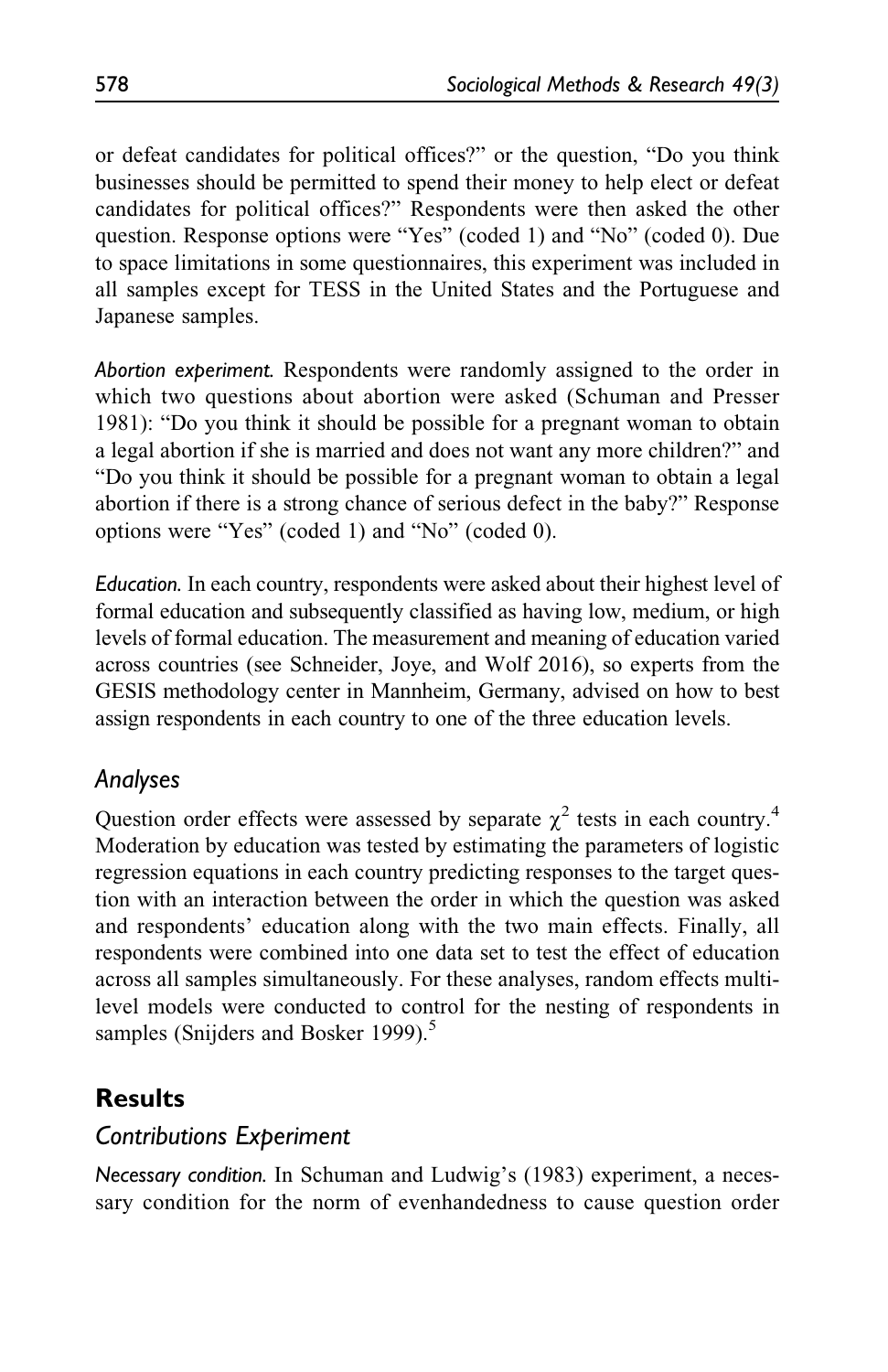or defeat candidates for political offices?" or the question, "Do you think businesses should be permitted to spend their money to help elect or defeat candidates for political offices?" Respondents were then asked the other question. Response options were "Yes" (coded 1) and "No" (coded 0). Due to space limitations in some questionnaires, this experiment was included in all samples except for TESS in the United States and the Portuguese and Japanese samples.

*Abortion experiment.* Respondents were randomly assigned to the order in which two questions about abortion were asked (Schuman and Presser 1981): "Do you think it should be possible for a pregnant woman to obtain a legal abortion if she is married and does not want any more children?" and "Do you think it should be possible for a pregnant woman to obtain a legal abortion if there is a strong chance of serious defect in the baby?" Response options were "Yes" (coded 1) and "No" (coded 0).

*Education.* In each country, respondents were asked about their highest level of formal education and subsequently classified as having low, medium, or high levels of formal education. The measurement and meaning of education varied across countries (see Schneider, Joye, and Wolf 2016), so experts from the GESIS methodology center in Mannheim, Germany, advised on how to best assign respondents in each country to one of the three education levels.

### Analyses

Question order effects were assessed by separate $\chi^2$ tests in each country.[4] Moderation by education was tested by estimating the parameters of logistic regression equations in each country predicting responses to the target question with an interaction between the order in which the question was asked and respondents' education along with the two main effects. Finally, all respondents were combined into one data set to test the effect of education across all samples simultaneously. For these analyses, random effects multilevel models were conducted to control for the nesting of respondents in samples (Snijders and Bosker 1999).[5]

## Results

### Contributions Experiment

*Necessary condition.* In Schuman and Ludwig's (1983) experiment, a necessary condition for the norm of evenhandedness to cause question order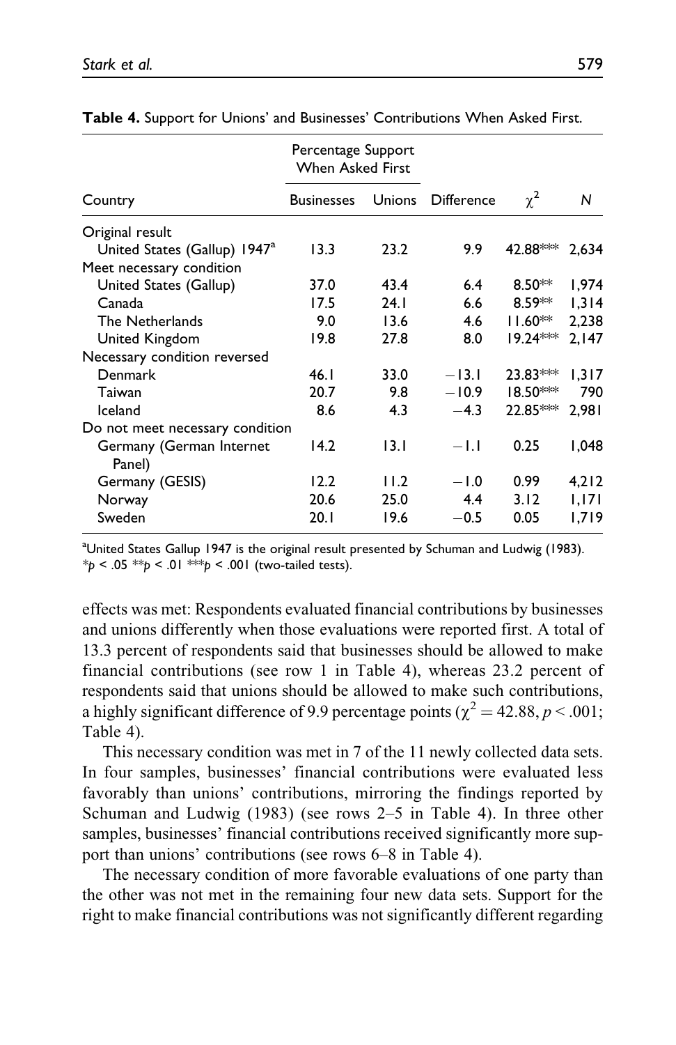**Table 4.** Support for Unions' and Businesses' Contributions When Asked First.

| Country | Percentage Support When Asked First | | Difference | $\chi^2$ | $N$ |
|---|---|---|---|---|---|
| | Businesses | Unions | | | |
| Original result | | | | | |
| United States (Gallup) 1947[a] | 13.3 | 23.2 | 9.9 | 42.88*** | 2,634 |
| Meet necessary condition | | | | | |
| United States (Gallup) | 37.0 | 43.4 | 6.4 | 8.50** | 1,974 |
| Canada | 17.5 | 24.1 | 6.6 | 8.59** | 1,314 |
| The Netherlands | 9.0 | 13.6 | 4.6 | 11.60** | 2,238 |
| United Kingdom | 19.8 | 27.8 | 8.0 | 19.24*** | 2,147 |
| Necessary condition reversed | | | | | |
| Denmark | 46.1 | 33.0 | −13.1 | 23.83*** | 1,317 |
| Taiwan | 20.7 | 9.8 | −10.9 | 18.50*** | 790 |
| Iceland | 8.6 | 4.3 | −4.3 | 22.85*** | 2,981 |
| Do not meet necessary condition | | | | | |
| Germany (German Internet Panel) | 14.2 | 13.1 | −1.1 | 0.25 | 1,048 |
| Germany (GESIS) | 12.2 | 11.2 | −1.0 | 0.99 | 4,212 |
| Norway | 20.6 | 25.0 | 4.4 | 3.12 | 1,171 |
| Sweden | 20.1 | 19.6 | −0.5 | 0.05 | 1,719 |

[a]United States Gallup 1947 is the original result presented by Schuman and Ludwig (1983).
*$p < .05$ **$p < .01$ ***$p < .001$ (two-tailed tests).

effects was met: Respondents evaluated financial contributions by businesses and unions differently when those evaluations were reported first. A total of 13.3 percent of respondents said that businesses should be allowed to make financial contributions (see row 1 in Table 4), whereas 23.2 percent of respondents said that unions should be allowed to make such contributions, a highly significant difference of 9.9 percentage points ($\chi^2 = 42.88$, $p < .001$; Table 4).

This necessary condition was met in 7 of the 11 newly collected data sets. In four samples, businesses' financial contributions were evaluated less favorably than unions' contributions, mirroring the findings reported by Schuman and Ludwig (1983) (see rows 2–5 in Table 4). In three other samples, businesses' financial contributions received significantly more support than unions' contributions (see rows 6–8 in Table 4).

The necessary condition of more favorable evaluations of one party than the other was not met in the remaining four new data sets. Support for the right to make financial contributions was not significantly different regarding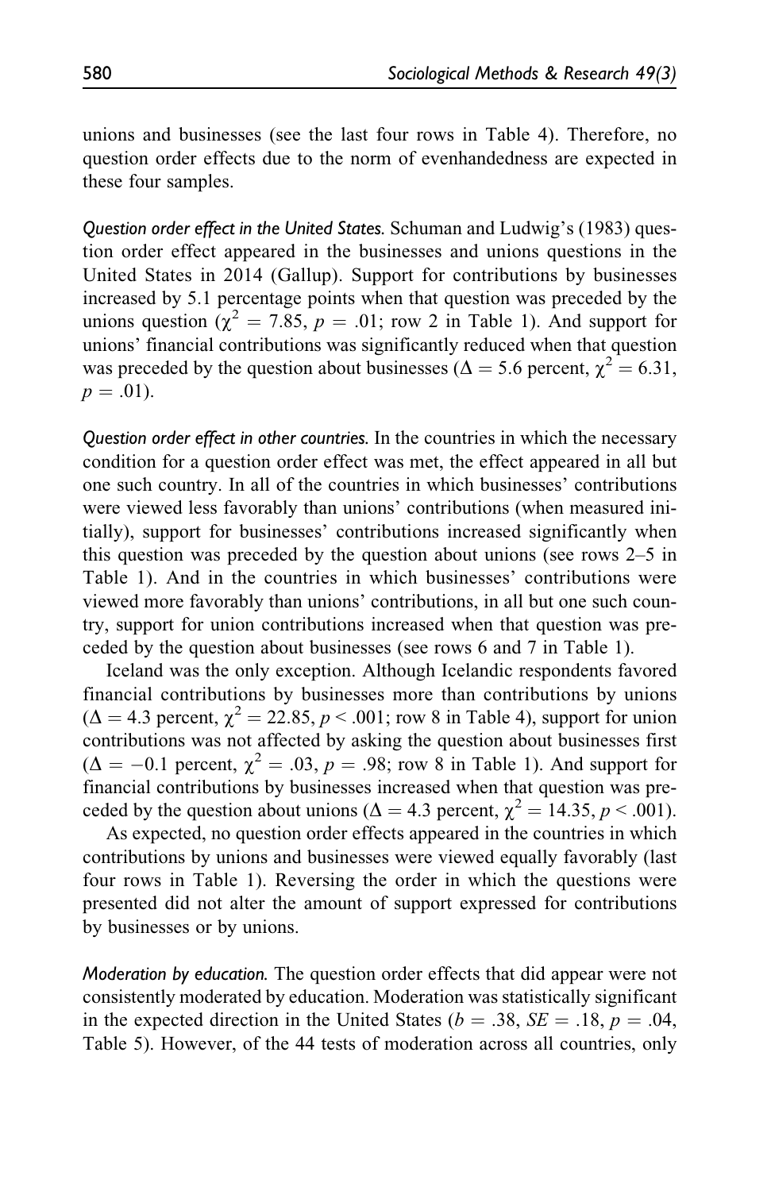unions and businesses (see the last four rows in Table 4). Therefore, no question order effects due to the norm of evenhandedness are expected in these four samples.

*Question order effect in the United States.* Schuman and Ludwig's (1983) question order effect appeared in the businesses and unions questions in the United States in 2014 (Gallup). Support for contributions by businesses increased by 5.1 percentage points when that question was preceded by the unions question ($\chi^2 = 7.85$, $p = .01$; row 2 in Table 1). And support for unions' financial contributions was significantly reduced when that question was preceded by the question about businesses ($\Delta = 5.6$ percent, $\chi^2 = 6.31$, $p = .01$).

*Question order effect in other countries.* In the countries in which the necessary condition for a question order effect was met, the effect appeared in all but one such country. In all of the countries in which businesses' contributions were viewed less favorably than unions' contributions (when measured initially), support for businesses' contributions increased significantly when this question was preceded by the question about unions (see rows 2–5 in Table 1). And in the countries in which businesses' contributions were viewed more favorably than unions' contributions, in all but one such country, support for union contributions increased when that question was preceded by the question about businesses (see rows 6 and 7 in Table 1).

Iceland was the only exception. Although Icelandic respondents favored financial contributions by businesses more than contributions by unions ($\Delta = 4.3$ percent, $\chi^2 = 22.85$, $p < .001$; row 8 in Table 4), support for union contributions was not affected by asking the question about businesses first ($\Delta = -0.1$ percent, $\chi^2 = .03$, $p = .98$; row 8 in Table 1). And support for financial contributions by businesses increased when that question was preceded by the question about unions ($\Delta = 4.3$ percent, $\chi^2 = 14.35$, $p < .001$).

As expected, no question order effects appeared in the countries in which contributions by unions and businesses were viewed equally favorably (last four rows in Table 1). Reversing the order in which the questions were presented did not alter the amount of support expressed for contributions by businesses or by unions.

*Moderation by education.* The question order effects that did appear were not consistently moderated by education. Moderation was statistically significant in the expected direction in the United States ($b = .38$, $SE = .18$, $p = .04$, Table 5). However, of the 44 tests of moderation across all countries, only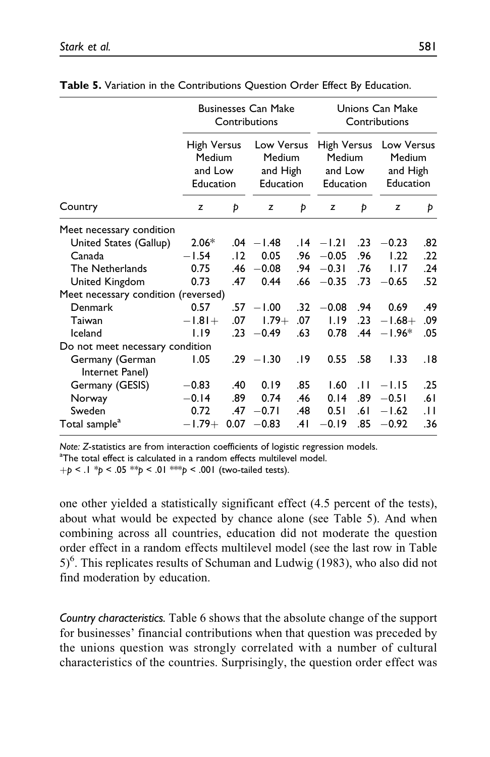**Table 5.** Variation in the Contributions Question Order Effect By Education.

| | Businesses Can Make Contributions | | | | Unions Can Make Contributions | | | |
|---|---|---|---|---|---|---|---|---|
| | High Versus Medium and Low Education | | Low Versus Medium and High Education | | High Versus Medium and Low Education | | Low Versus Medium and High Education | |
| Country | *z* | *p* | *z* | *p* | *z* | *p* | *z* | *p* |
| Meet necessary condition | | | | | | | | |
| United States (Gallup) | 2.06* | .04 | −1.48 | .14 | −1.21 | .23 | −0.23 | .82 |
| Canada | −1.54 | .12 | 0.05 | .96 | −0.05 | .96 | 1.22 | .22 |
| The Netherlands | 0.75 | .46 | −0.08 | .94 | −0.31 | .76 | 1.17 | .24 |
| United Kingdom | 0.73 | .47 | 0.44 | .66 | −0.35 | .73 | −0.65 | .52 |
| Meet necessary condition (reversed) | | | | | | | | |
| Denmark | 0.57 | .57 | −1.00 | .32 | −0.08 | .94 | 0.69 | .49 |
| Taiwan | −1.81+ | .07 | 1.79+ | .07 | 1.19 | .23 | −1.68+ | .09 |
| Iceland | 1.19 | .23 | −0.49 | .63 | 0.78 | .44 | −1.96* | .05 |
| Do not meet necessary condition | | | | | | | | |
| Germany (German Internet Panel) | 1.05 | .29 | −1.30 | .19 | 0.55 | .58 | 1.33 | .18 |
| Germany (GESIS) | −0.83 | .40 | 0.19 | .85 | 1.60 | .11 | −1.15 | .25 |
| Norway | −0.14 | .89 | 0.74 | .46 | 0.14 | .89 | −0.51 | .61 |
| Sweden | 0.72 | .47 | −0.71 | .48 | 0.51 | .61 | −1.62 | .11 |
| Total sample[a] | −1.79+ | 0.07 | −0.83 | .41 | −0.19 | .85 | −0.92 | .36 |

*Note:* Z-statistics are from interaction coefficients of logistic regression models.
[a]The total effect is calculated in a random effects multilevel model.
+$p < .1$ *$p < .05$ **$p < .01$ ***$p < .001$ (two-tailed tests).

one other yielded a statistically significant effect (4.5 percent of the tests), about what would be expected by chance alone (see Table 5). And when combining across all countries, education did not moderate the question order effect in a random effects multilevel model (see the last row in Table 5)[6]. This replicates results of Schuman and Ludwig (1983), who also did not find moderation by education.

*Country characteristics.* Table 6 shows that the absolute change of the support for businesses' financial contributions when that question was preceded by the unions question was strongly correlated with a number of cultural characteristics of the countries. Surprisingly, the question order effect was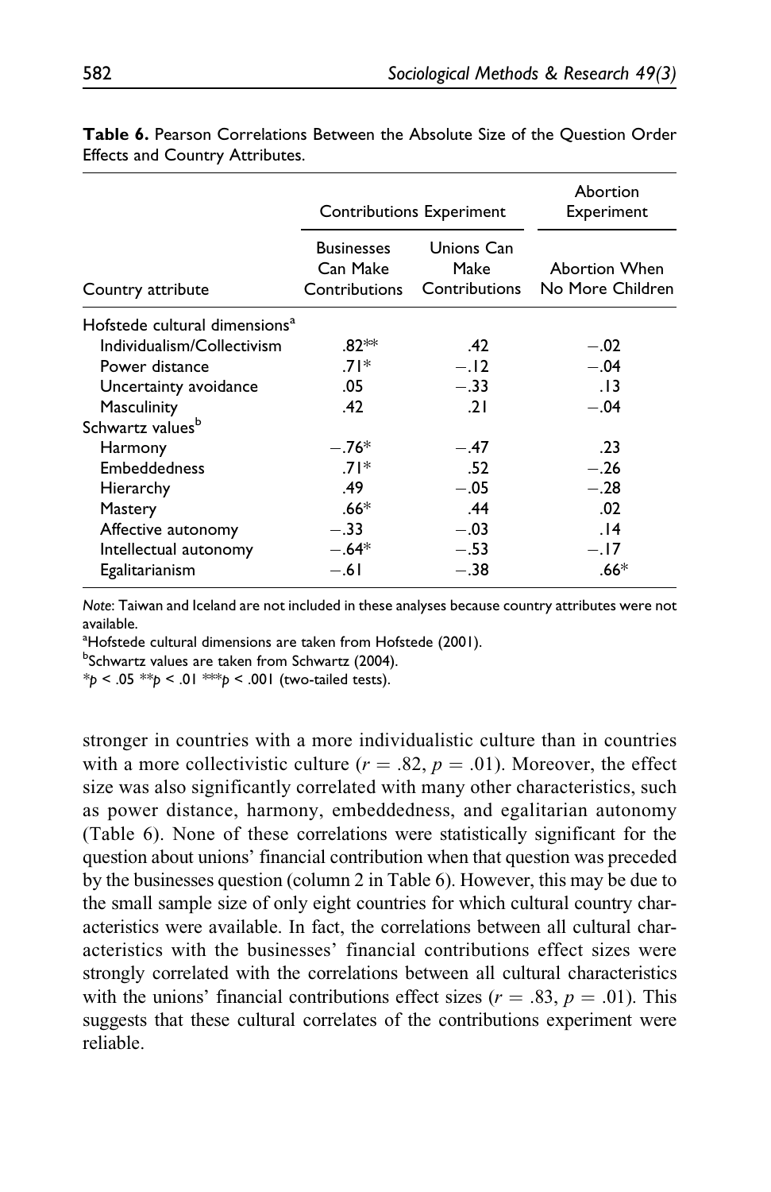**Table 6.** Pearson Correlations Between the Absolute Size of the Question Order Effects and Country Attributes.

| Country attribute | Contributions Experiment | | Abortion Experiment |
|---|---|---|---|
| | Businesses Can Make Contributions | Unions Can Make Contributions | Abortion When No More Children |
| Hofstede cultural dimensions[a] | | | |
| Individualism/Collectivism | .82** | .42 | −.02 |
| Power distance | .71* | −.12 | −.04 |
| Uncertainty avoidance | .05 | −.33 | .13 |
| Masculinity | .42 | .21 | −.04 |
| Schwartz values[b] | | | |
| Harmony | −.76* | −.47 | .23 |
| Embeddedness | .71* | .52 | −.26 |
| Hierarchy | .49 | −.05 | −.28 |
| Mastery | .66* | .44 | .02 |
| Affective autonomy | −.33 | −.03 | .14 |
| Intellectual autonomy | −.64* | −.53 | −.17 |
| Egalitarianism | −.61 | −.38 | .66* |

*Note*: Taiwan and Iceland are not included in these analyses because country attributes were not available.

[a]Hofstede cultural dimensions are taken from Hofstede (2001).

[b]Schwartz values are taken from Schwartz (2004).

*$p < .05$ **$p < .01$ ***$p < .001$ (two-tailed tests).

stronger in countries with a more individualistic culture than in countries with a more collectivistic culture ($r = .82$, $p = .01$). Moreover, the effect size was also significantly correlated with many other characteristics, such as power distance, harmony, embeddedness, and egalitarian autonomy (Table 6). None of these correlations were statistically significant for the question about unions' financial contribution when that question was preceded by the businesses question (column 2 in Table 6). However, this may be due to the small sample size of only eight countries for which cultural country characteristics were available. In fact, the correlations between all cultural characteristics with the businesses' financial contributions effect sizes were strongly correlated with the correlations between all cultural characteristics with the unions' financial contributions effect sizes ($r = .83$, $p = .01$). This suggests that these cultural correlates of the contributions experiment were reliable.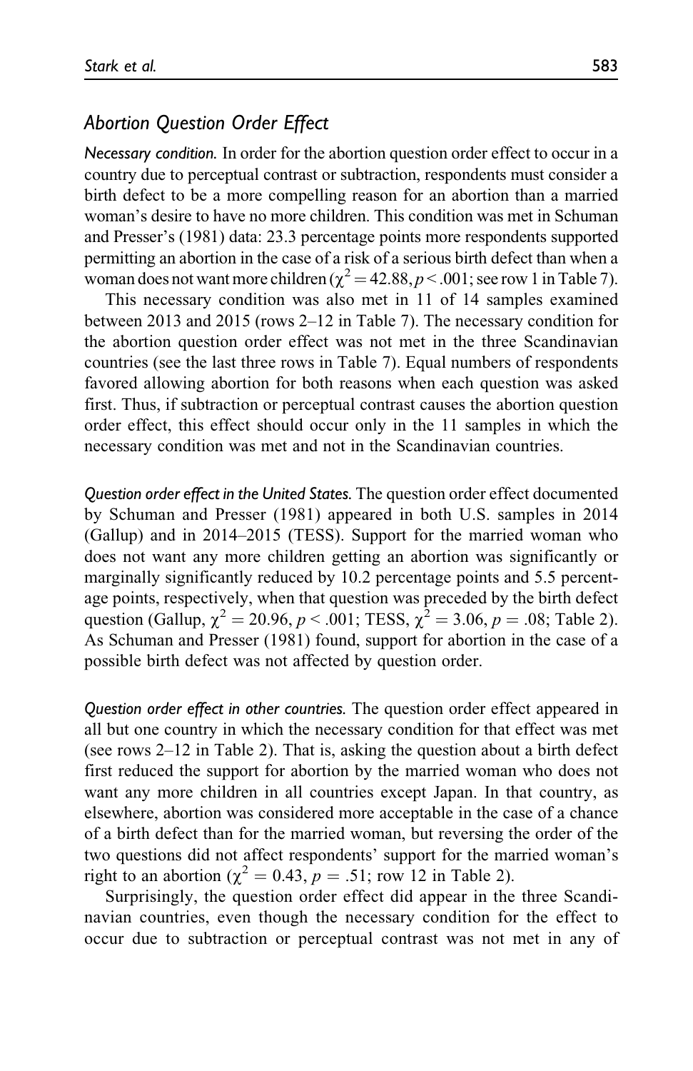### *Abortion Question Order Effect*

*Necessary condition.* In order for the abortion question order effect to occur in a country due to perceptual contrast or subtraction, respondents must consider a birth defect to be a more compelling reason for an abortion than a married woman's desire to have no more children. This condition was met in Schuman and Presser's (1981) data: 23.3 percentage points more respondents supported permitting an abortion in the case of a risk of a serious birth defect than when a woman does not want more children ($\chi^2 = 42.88, p < .001$; see row 1 in Table 7).

This necessary condition was also met in 11 of 14 samples examined between 2013 and 2015 (rows 2–12 in Table 7). The necessary condition for the abortion question order effect was not met in the three Scandinavian countries (see the last three rows in Table 7). Equal numbers of respondents favored allowing abortion for both reasons when each question was asked first. Thus, if subtraction or perceptual contrast causes the abortion question order effect, this effect should occur only in the 11 samples in which the necessary condition was met and not in the Scandinavian countries.

*Question order effect in the United States.* The question order effect documented by Schuman and Presser (1981) appeared in both U.S. samples in 2014 (Gallup) and in 2014–2015 (TESS). Support for the married woman who does not want any more children getting an abortion was significantly or marginally significantly reduced by 10.2 percentage points and 5.5 percentage points, respectively, when that question was preceded by the birth defect question (Gallup, $\chi^2 = 20.96$, $p < .001$; TESS, $\chi^2 = 3.06$, $p = .08$; Table 2). As Schuman and Presser (1981) found, support for abortion in the case of a possible birth defect was not affected by question order.

*Question order effect in other countries.* The question order effect appeared in all but one country in which the necessary condition for that effect was met (see rows 2–12 in Table 2). That is, asking the question about a birth defect first reduced the support for abortion by the married woman who does not want any more children in all countries except Japan. In that country, as elsewhere, abortion was considered more acceptable in the case of a chance of a birth defect than for the married woman, but reversing the order of the two questions did not affect respondents' support for the married woman's right to an abortion ($\chi^2 = 0.43$, $p = .51$; row 12 in Table 2).

Surprisingly, the question order effect did appear in the three Scandinavian countries, even though the necessary condition for the effect to occur due to subtraction or perceptual contrast was not met in any of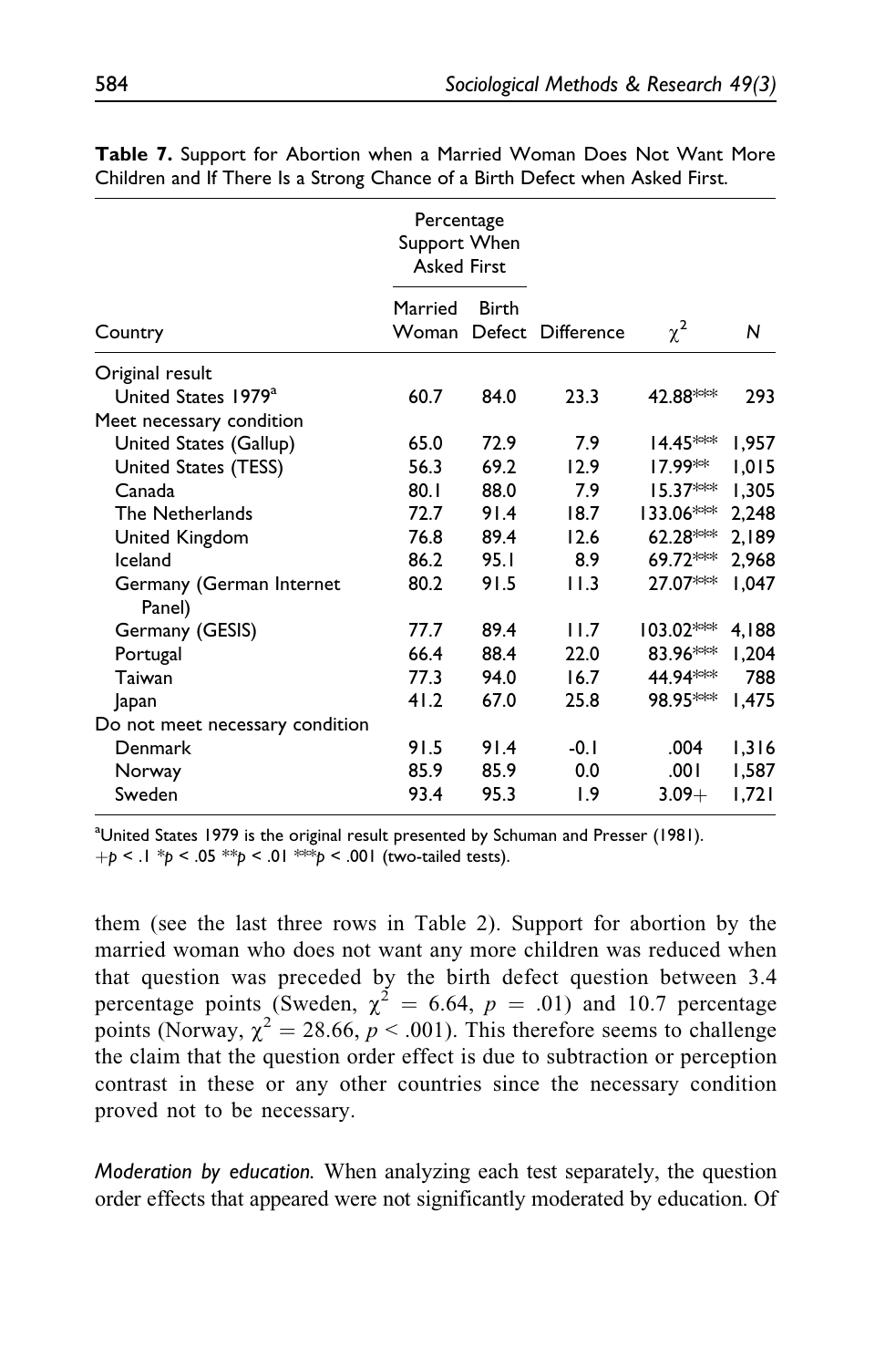**Table 7.** Support for Abortion when a Married Woman Does Not Want More Children and If There Is a Strong Chance of a Birth Defect when Asked First.

| | Percentage Support When Asked First | | | | |
|---|---|---|---|---|---|
| Country | Married Woman | Birth Defect | Difference | $\chi^2$ | N |
| Original result | | | | | |
| United States 1979[a] | 60.7 | 84.0 | 23.3 | 42.88*** | 293 |
| Meet necessary condition | | | | | |
| United States (Gallup) | 65.0 | 72.9 | 7.9 | 14.45*** | 1,957 |
| United States (TESS) | 56.3 | 69.2 | 12.9 | 17.99** | 1,015 |
| Canada | 80.1 | 88.0 | 7.9 | 15.37*** | 1,305 |
| The Netherlands | 72.7 | 91.4 | 18.7 | 133.06*** | 2,248 |
| United Kingdom | 76.8 | 89.4 | 12.6 | 62.28*** | 2,189 |
| Iceland | 86.2 | 95.1 | 8.9 | 69.72*** | 2,968 |
| Germany (German Internet Panel) | 80.2 | 91.5 | 11.3 | 27.07*** | 1,047 |
| Germany (GESIS) | 77.7 | 89.4 | 11.7 | 103.02*** | 4,188 |
| Portugal | 66.4 | 88.4 | 22.0 | 83.96*** | 1,204 |
| Taiwan | 77.3 | 94.0 | 16.7 | 44.94*** | 788 |
| Japan | 41.2 | 67.0 | 25.8 | 98.95*** | 1,475 |
| Do not meet necessary condition | | | | | |
| Denmark | 91.5 | 91.4 | -0.1 | .004 | 1,316 |
| Norway | 85.9 | 85.9 | 0.0 | .001 | 1,587 |
| Sweden | 93.4 | 95.3 | 1.9 | 3.09+ | 1,721 |

[a]United States 1979 is the original result presented by Schuman and Presser (1981).
+$p < .1$ *$p < .05$ **$p < .01$ ***$p < .001$ (two-tailed tests).

them (see the last three rows in Table 2). Support for abortion by the married woman who does not want any more children was reduced when that question was preceded by the birth defect question between 3.4 percentage points (Sweden, $\chi^2 = 6.64$, $p = .01$) and 10.7 percentage points (Norway, $\chi^2 = 28.66$, $p < .001$). This therefore seems to challenge the claim that the question order effect is due to subtraction or perception contrast in these or any other countries since the necessary condition proved not to be necessary.

*Moderation by education.* When analyzing each test separately, the question order effects that appeared were not significantly moderated by education. Of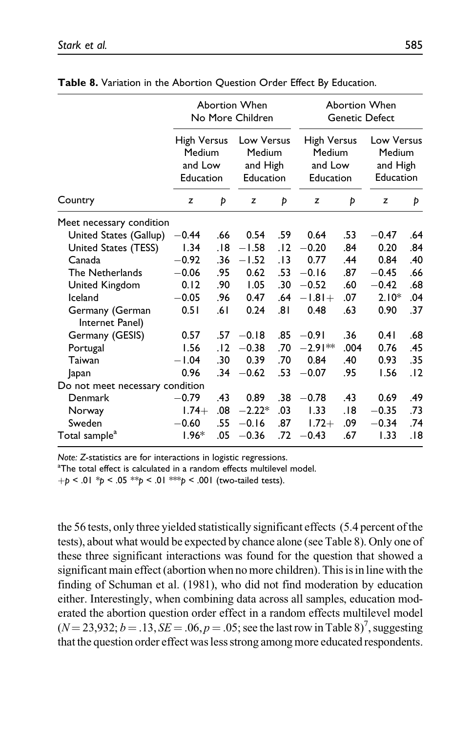**Table 8.** Variation in the Abortion Question Order Effect By Education.

| | Abortion When No More Children | | | | Abortion When Genetic Defect | | | |
|---|---|---|---|---|---|---|---|---|
| | High Versus Medium and Low Education | | Low Versus Medium and High Education | | High Versus Medium and Low Education | | Low Versus Medium and High Education | |
| Country | z | p | z | p | z | p | z | p |
| Meet necessary condition | | | | | | | | |
| United States (Gallup) | −0.44 | .66 | 0.54 | .59 | 0.64 | .53 | −0.47 | .64 |
| United States (TESS) | 1.34 | .18 | −1.58 | .12 | −0.20 | .84 | 0.20 | .84 |
| Canada | −0.92 | .36 | −1.52 | .13 | 0.77 | .44 | 0.84 | .40 |
| The Netherlands | −0.06 | .95 | 0.62 | .53 | −0.16 | .87 | −0.45 | .66 |
| United Kingdom | 0.12 | .90 | 1.05 | .30 | −0.52 | .60 | −0.42 | .68 |
| Iceland | −0.05 | .96 | 0.47 | .64 | −1.81+ | .07 | 2.10* | .04 |
| Germany (German Internet Panel) | 0.51 | .61 | 0.24 | .81 | 0.48 | .63 | 0.90 | .37 |
| Germany (GESIS) | 0.57 | .57 | −0.18 | .85 | −0.91 | .36 | 0.41 | .68 |
| Portugal | 1.56 | .12 | −0.38 | .70 | −2.91** | .004 | 0.76 | .45 |
| Taiwan | −1.04 | .30 | 0.39 | .70 | 0.84 | .40 | 0.93 | .35 |
| Japan | 0.96 | .34 | −0.62 | .53 | −0.07 | .95 | 1.56 | .12 |
| Do not meet necessary condition | | | | | | | | |
| Denmark | −0.79 | .43 | 0.89 | .38 | −0.78 | .43 | 0.69 | .49 |
| Norway | 1.74+ | .08 | −2.22* | .03 | 1.33 | .18 | −0.35 | .73 |
| Sweden | −0.60 | .55 | −0.16 | .87 | 1.72+ | .09 | −0.34 | .74 |
| Total sample[a] | 1.96* | .05 | −0.36 | .72 | −0.43 | .67 | 1.33 | .18 |

*Note:* Z-statistics are for interactions in logistic regressions.

[a]The total effect is calculated in a random effects multilevel model.

+$p < .01$ *$p < .05$ **$p < .01$ ***$p < .001$ (two-tailed tests).

the 56 tests, only three yielded statistically significant effects (5.4 percent of the tests), about what would be expected by chance alone (see Table 8). Only one of these three significant interactions was found for the question that showed a significant main effect (abortion when no more children). This is in line with the finding of Schuman et al. (1981), who did not find moderation by education either. Interestingly, when combining data across all samples, education moderated the abortion question order effect in a random effects multilevel model ($N = 23{,}932$; $b = .13$, $SE = .06$, $p = .05$; see the last row in Table 8)[7], suggesting that the question order effect was less strong among more educated respondents.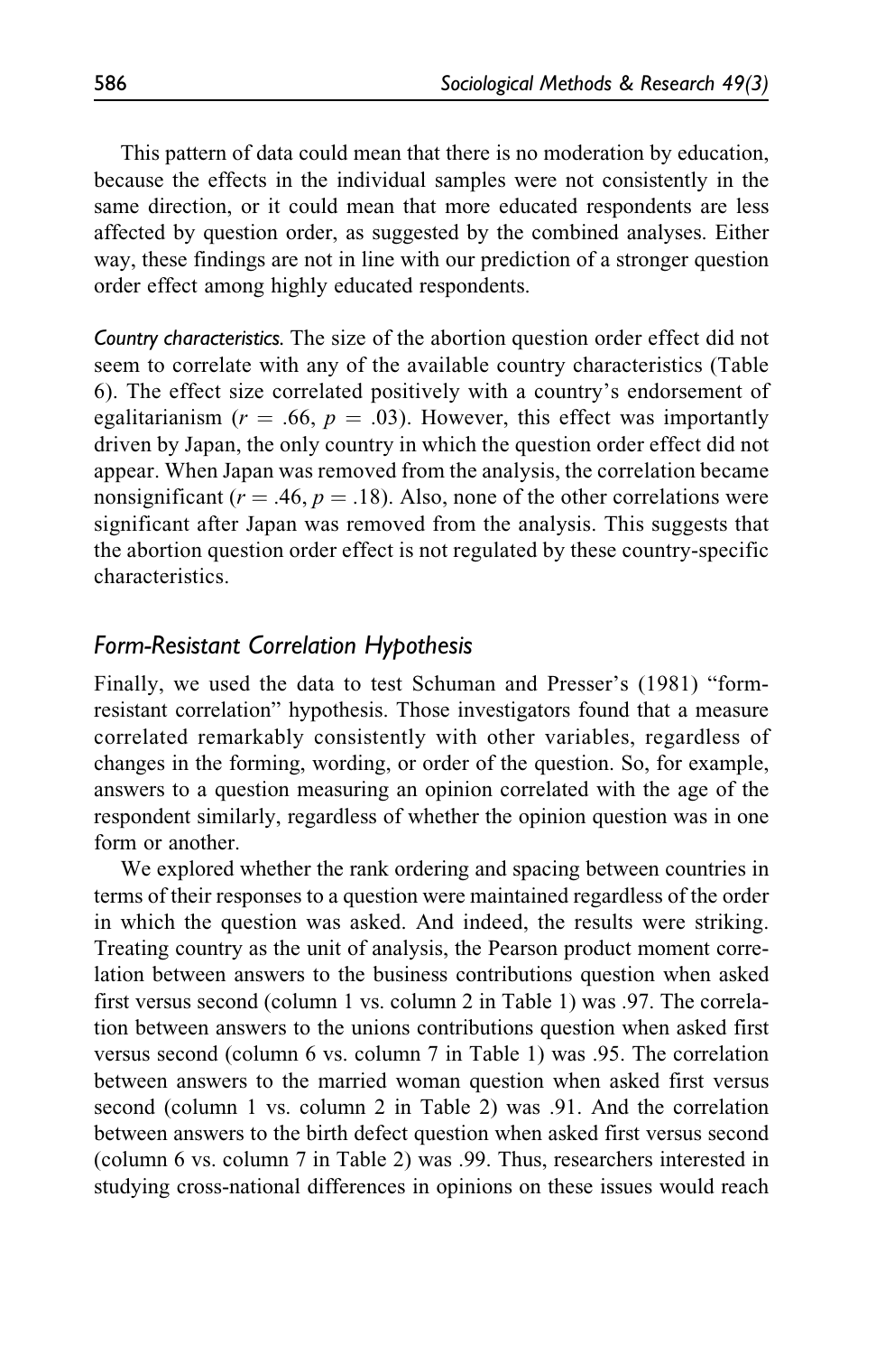This pattern of data could mean that there is no moderation by education, because the effects in the individual samples were not consistently in the same direction, or it could mean that more educated respondents are less affected by question order, as suggested by the combined analyses. Either way, these findings are not in line with our prediction of a stronger question order effect among highly educated respondents.

*Country characteristics.* The size of the abortion question order effect did not seem to correlate with any of the available country characteristics (Table 6). The effect size correlated positively with a country's endorsement of egalitarianism ($r = .66$, $p = .03$). However, this effect was importantly driven by Japan, the only country in which the question order effect did not appear. When Japan was removed from the analysis, the correlation became nonsignificant ($r = .46$, $p = .18$). Also, none of the other correlations were significant after Japan was removed from the analysis. This suggests that the abortion question order effect is not regulated by these country-specific characteristics.

### *Form-Resistant Correlation Hypothesis*

Finally, we used the data to test Schuman and Presser's (1981) "form-resistant correlation" hypothesis. Those investigators found that a measure correlated remarkably consistently with other variables, regardless of changes in the forming, wording, or order of the question. So, for example, answers to a question measuring an opinion correlated with the age of the respondent similarly, regardless of whether the opinion question was in one form or another.

We explored whether the rank ordering and spacing between countries in terms of their responses to a question were maintained regardless of the order in which the question was asked. And indeed, the results were striking. Treating country as the unit of analysis, the Pearson product moment correlation between answers to the business contributions question when asked first versus second (column 1 vs. column 2 in Table 1) was .97. The correlation between answers to the unions contributions question when asked first versus second (column 6 vs. column 7 in Table 1) was .95. The correlation between answers to the married woman question when asked first versus second (column 1 vs. column 2 in Table 2) was .91. And the correlation between answers to the birth defect question when asked first versus second (column 6 vs. column 7 in Table 2) was .99. Thus, researchers interested in studying cross-national differences in opinions on these issues would reach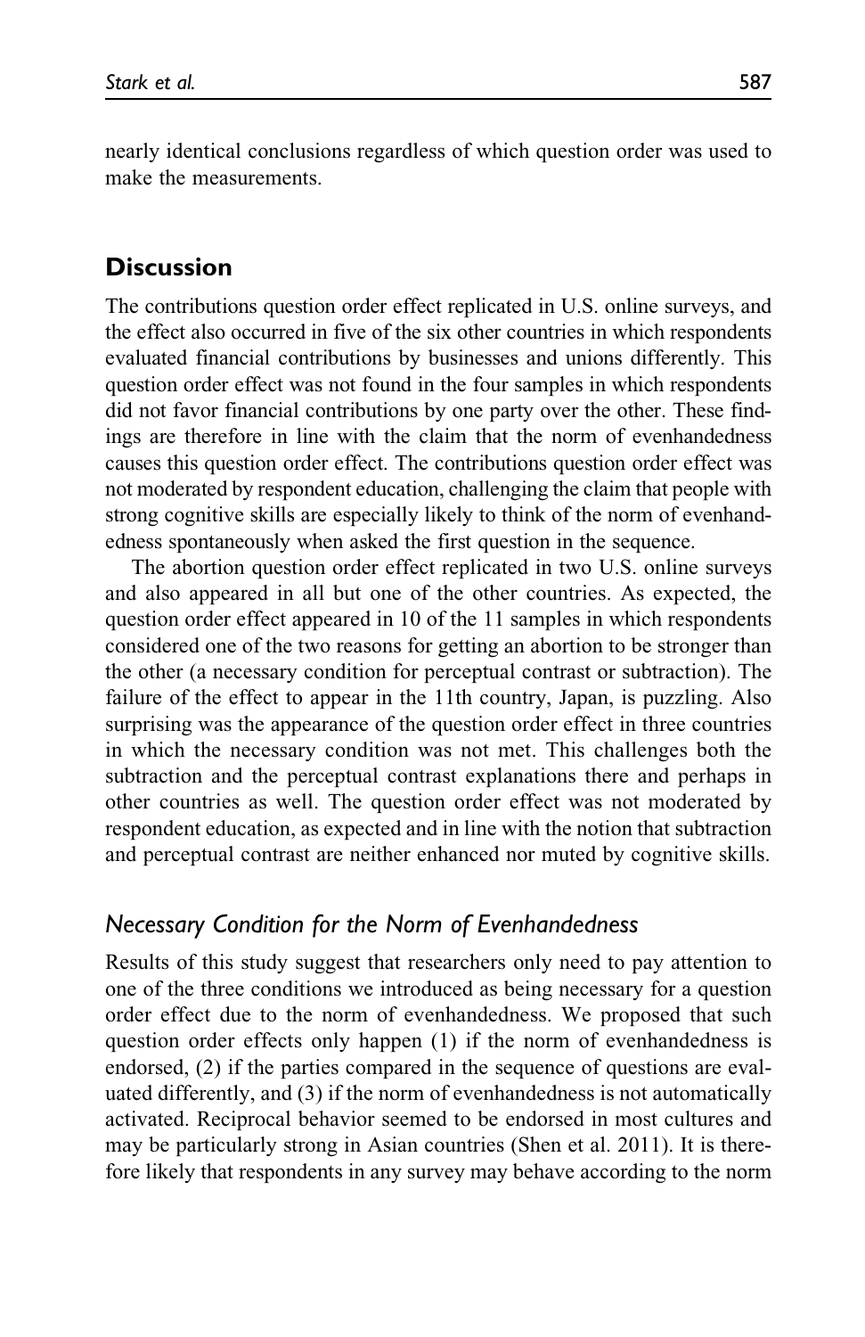nearly identical conclusions regardless of which question order was used to make the measurements.

## Discussion

The contributions question order effect replicated in U.S. online surveys, and the effect also occurred in five of the six other countries in which respondents evaluated financial contributions by businesses and unions differently. This question order effect was not found in the four samples in which respondents did not favor financial contributions by one party over the other. These findings are therefore in line with the claim that the norm of evenhandedness causes this question order effect. The contributions question order effect was not moderated by respondent education, challenging the claim that people with strong cognitive skills are especially likely to think of the norm of evenhandedness spontaneously when asked the first question in the sequence.

The abortion question order effect replicated in two U.S. online surveys and also appeared in all but one of the other countries. As expected, the question order effect appeared in 10 of the 11 samples in which respondents considered one of the two reasons for getting an abortion to be stronger than the other (a necessary condition for perceptual contrast or subtraction). The failure of the effect to appear in the 11th country, Japan, is puzzling. Also surprising was the appearance of the question order effect in three countries in which the necessary condition was not met. This challenges both the subtraction and the perceptual contrast explanations there and perhaps in other countries as well. The question order effect was not moderated by respondent education, as expected and in line with the notion that subtraction and perceptual contrast are neither enhanced nor muted by cognitive skills.

### *Necessary Condition for the Norm of Evenhandedness*

Results of this study suggest that researchers only need to pay attention to one of the three conditions we introduced as being necessary for a question order effect due to the norm of evenhandedness. We proposed that such question order effects only happen (1) if the norm of evenhandedness is endorsed, (2) if the parties compared in the sequence of questions are evaluated differently, and (3) if the norm of evenhandedness is not automatically activated. Reciprocal behavior seemed to be endorsed in most cultures and may be particularly strong in Asian countries (Shen et al. 2011). It is therefore likely that respondents in any survey may behave according to the norm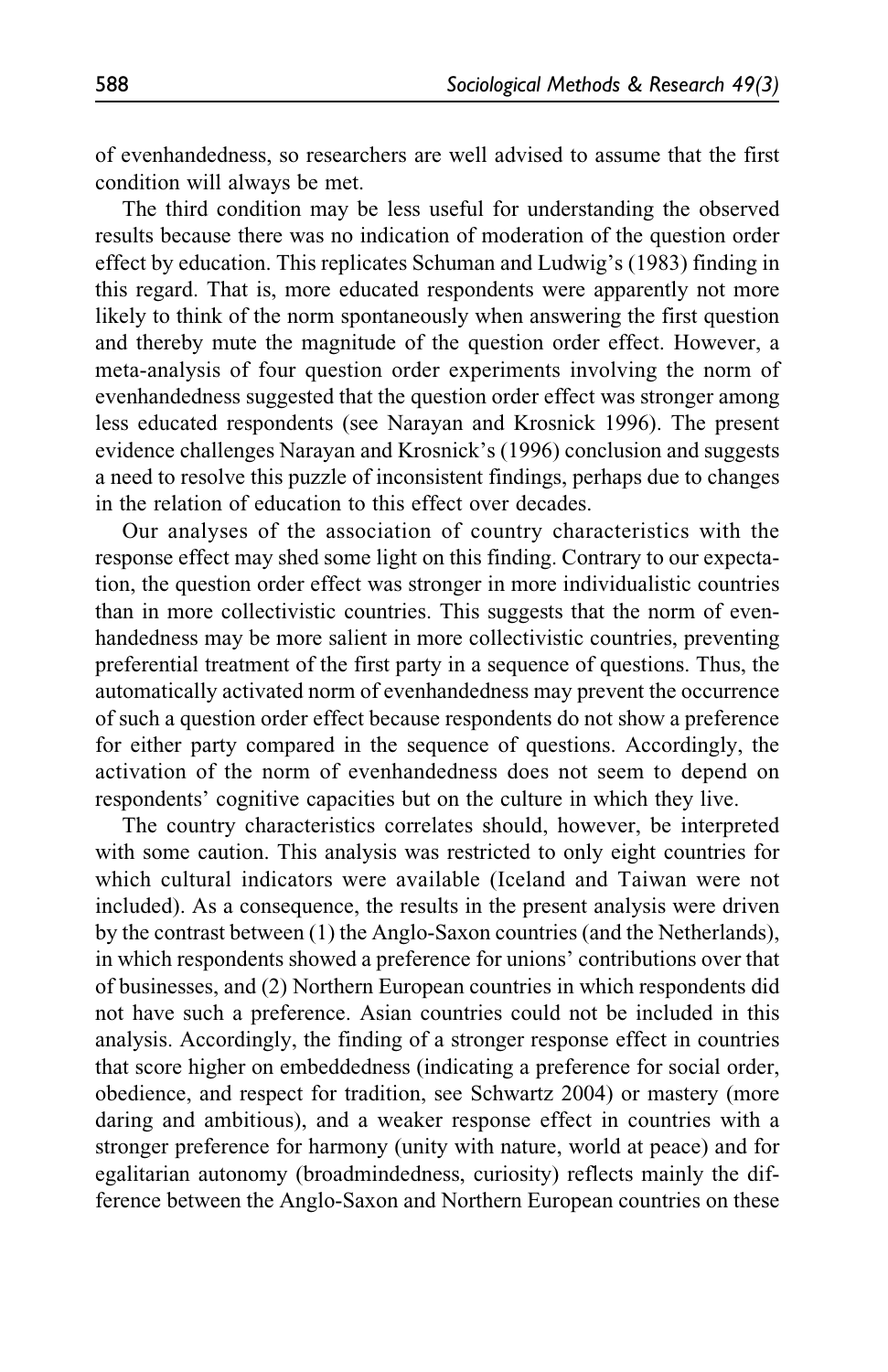of evenhandedness, so researchers are well advised to assume that the first condition will always be met.

The third condition may be less useful for understanding the observed results because there was no indication of moderation of the question order effect by education. This replicates Schuman and Ludwig's (1983) finding in this regard. That is, more educated respondents were apparently not more likely to think of the norm spontaneously when answering the first question and thereby mute the magnitude of the question order effect. However, a meta-analysis of four question order experiments involving the norm of evenhandedness suggested that the question order effect was stronger among less educated respondents (see Narayan and Krosnick 1996). The present evidence challenges Narayan and Krosnick's (1996) conclusion and suggests a need to resolve this puzzle of inconsistent findings, perhaps due to changes in the relation of education to this effect over decades.

Our analyses of the association of country characteristics with the response effect may shed some light on this finding. Contrary to our expectation, the question order effect was stronger in more individualistic countries than in more collectivistic countries. This suggests that the norm of evenhandedness may be more salient in more collectivistic countries, preventing preferential treatment of the first party in a sequence of questions. Thus, the automatically activated norm of evenhandedness may prevent the occurrence of such a question order effect because respondents do not show a preference for either party compared in the sequence of questions. Accordingly, the activation of the norm of evenhandedness does not seem to depend on respondents' cognitive capacities but on the culture in which they live.

The country characteristics correlates should, however, be interpreted with some caution. This analysis was restricted to only eight countries for which cultural indicators were available (Iceland and Taiwan were not included). As a consequence, the results in the present analysis were driven by the contrast between (1) the Anglo-Saxon countries (and the Netherlands), in which respondents showed a preference for unions' contributions over that of businesses, and (2) Northern European countries in which respondents did not have such a preference. Asian countries could not be included in this analysis. Accordingly, the finding of a stronger response effect in countries that score higher on embeddedness (indicating a preference for social order, obedience, and respect for tradition, see Schwartz 2004) or mastery (more daring and ambitious), and a weaker response effect in countries with a stronger preference for harmony (unity with nature, world at peace) and for egalitarian autonomy (broadmindedness, curiosity) reflects mainly the difference between the Anglo-Saxon and Northern European countries on these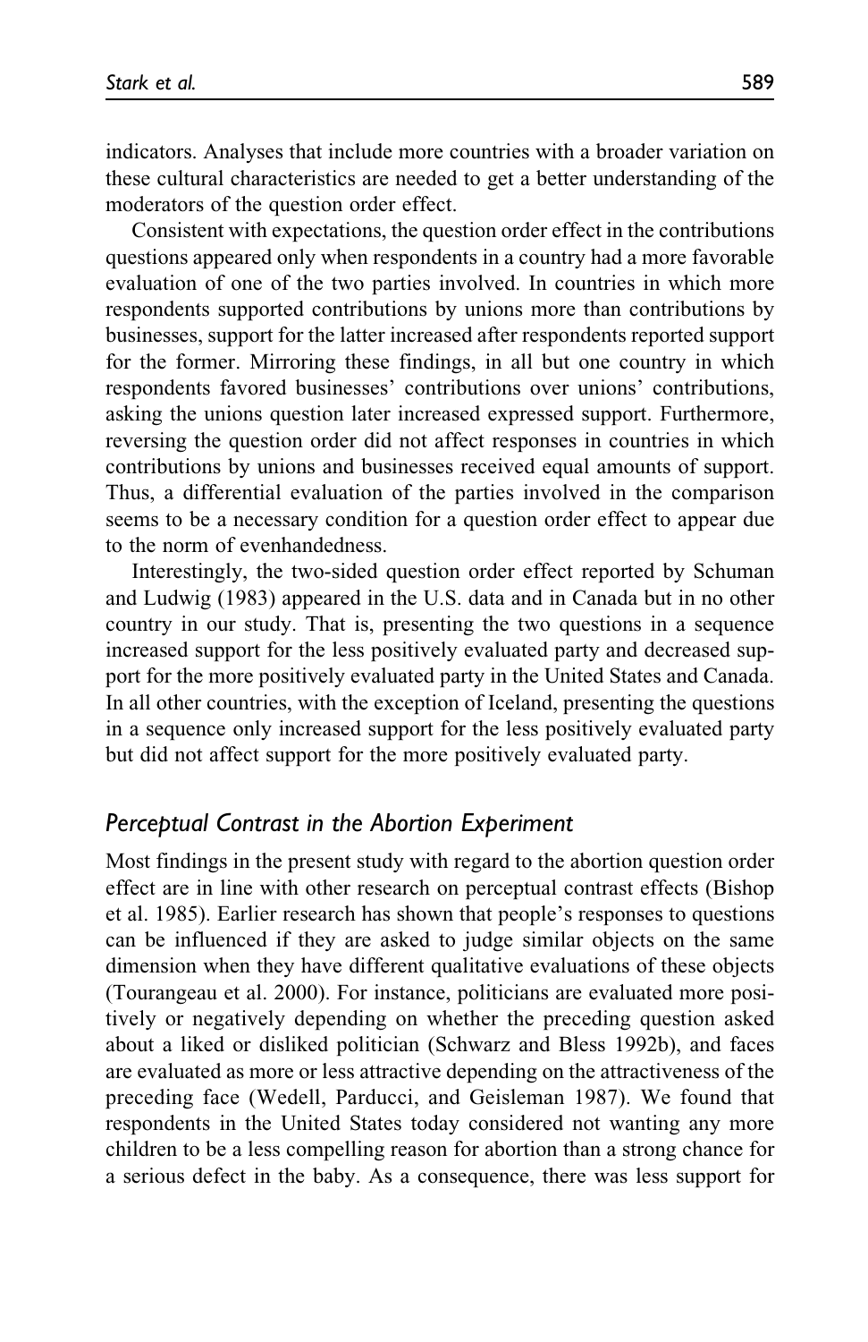indicators. Analyses that include more countries with a broader variation on these cultural characteristics are needed to get a better understanding of the moderators of the question order effect.

Consistent with expectations, the question order effect in the contributions questions appeared only when respondents in a country had a more favorable evaluation of one of the two parties involved. In countries in which more respondents supported contributions by unions more than contributions by businesses, support for the latter increased after respondents reported support for the former. Mirroring these findings, in all but one country in which respondents favored businesses' contributions over unions' contributions, asking the unions question later increased expressed support. Furthermore, reversing the question order did not affect responses in countries in which contributions by unions and businesses received equal amounts of support. Thus, a differential evaluation of the parties involved in the comparison seems to be a necessary condition for a question order effect to appear due to the norm of evenhandedness.

Interestingly, the two-sided question order effect reported by Schuman and Ludwig (1983) appeared in the U.S. data and in Canada but in no other country in our study. That is, presenting the two questions in a sequence increased support for the less positively evaluated party and decreased support for the more positively evaluated party in the United States and Canada. In all other countries, with the exception of Iceland, presenting the questions in a sequence only increased support for the less positively evaluated party but did not affect support for the more positively evaluated party.

## *Perceptual Contrast in the Abortion Experiment*

Most findings in the present study with regard to the abortion question order effect are in line with other research on perceptual contrast effects (Bishop et al. 1985). Earlier research has shown that people's responses to questions can be influenced if they are asked to judge similar objects on the same dimension when they have different qualitative evaluations of these objects (Tourangeau et al. 2000). For instance, politicians are evaluated more positively or negatively depending on whether the preceding question asked about a liked or disliked politician (Schwarz and Bless 1992b), and faces are evaluated as more or less attractive depending on the attractiveness of the preceding face (Wedell, Parducci, and Geisleman 1987). We found that respondents in the United States today considered not wanting any more children to be a less compelling reason for abortion than a strong chance for a serious defect in the baby. As a consequence, there was less support for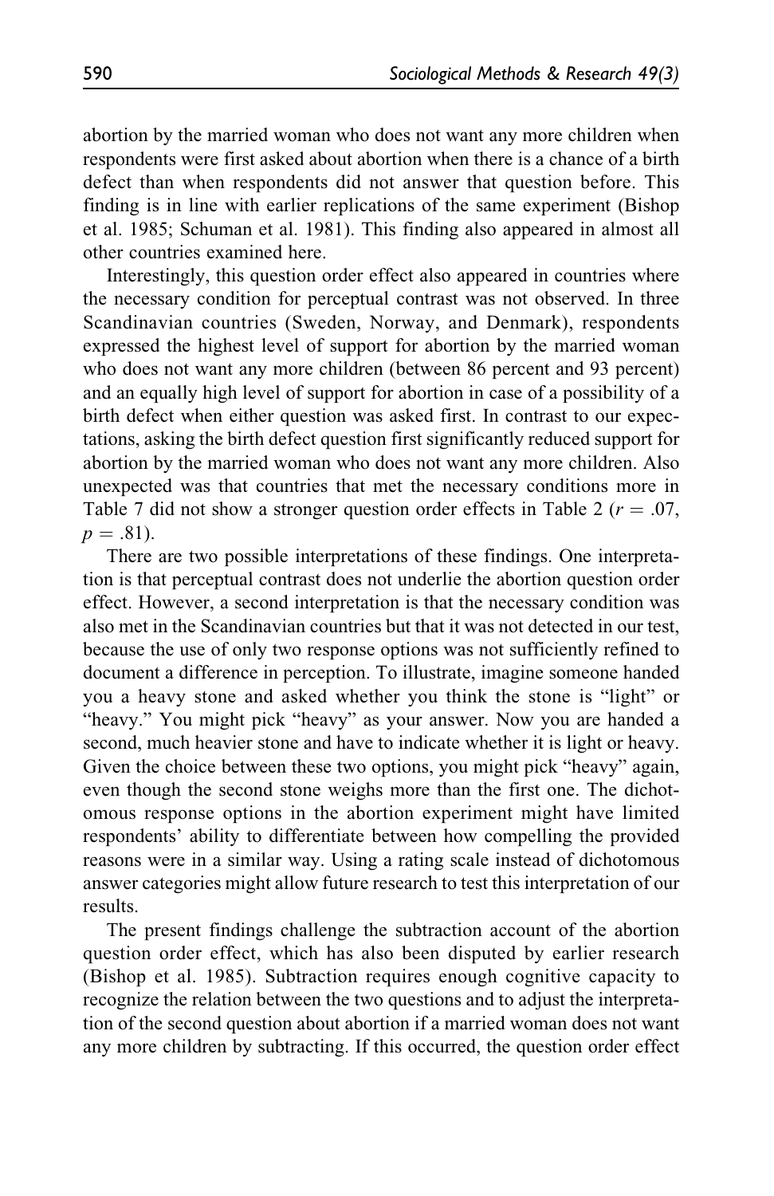abortion by the married woman who does not want any more children when respondents were first asked about abortion when there is a chance of a birth defect than when respondents did not answer that question before. This finding is in line with earlier replications of the same experiment (Bishop et al. 1985; Schuman et al. 1981). This finding also appeared in almost all other countries examined here.

Interestingly, this question order effect also appeared in countries where the necessary condition for perceptual contrast was not observed. In three Scandinavian countries (Sweden, Norway, and Denmark), respondents expressed the highest level of support for abortion by the married woman who does not want any more children (between 86 percent and 93 percent) and an equally high level of support for abortion in case of a possibility of a birth defect when either question was asked first. In contrast to our expectations, asking the birth defect question first significantly reduced support for abortion by the married woman who does not want any more children. Also unexpected was that countries that met the necessary conditions more in Table 7 did not show a stronger question order effects in Table 2 ($r = .07$, $p = .81$).

There are two possible interpretations of these findings. One interpretation is that perceptual contrast does not underlie the abortion question order effect. However, a second interpretation is that the necessary condition was also met in the Scandinavian countries but that it was not detected in our test, because the use of only two response options was not sufficiently refined to document a difference in perception. To illustrate, imagine someone handed you a heavy stone and asked whether you think the stone is "light" or "heavy." You might pick "heavy" as your answer. Now you are handed a second, much heavier stone and have to indicate whether it is light or heavy. Given the choice between these two options, you might pick "heavy" again, even though the second stone weighs more than the first one. The dichotomous response options in the abortion experiment might have limited respondents' ability to differentiate between how compelling the provided reasons were in a similar way. Using a rating scale instead of dichotomous answer categories might allow future research to test this interpretation of our results.

The present findings challenge the subtraction account of the abortion question order effect, which has also been disputed by earlier research (Bishop et al. 1985). Subtraction requires enough cognitive capacity to recognize the relation between the two questions and to adjust the interpretation of the second question about abortion if a married woman does not want any more children by subtracting. If this occurred, the question order effect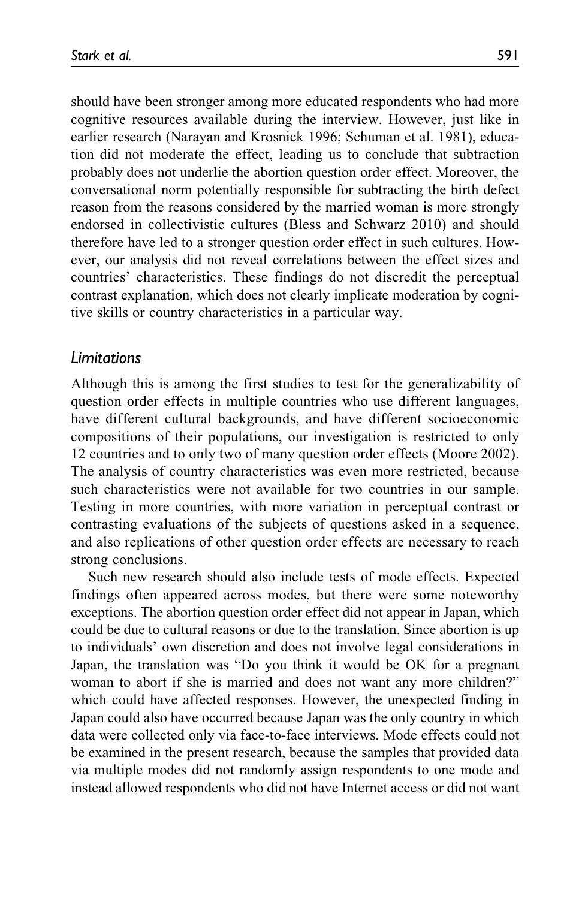should have been stronger among more educated respondents who had more cognitive resources available during the interview. However, just like in earlier research (Narayan and Krosnick 1996; Schuman et al. 1981), education did not moderate the effect, leading us to conclude that subtraction probably does not underlie the abortion question order effect. Moreover, the conversational norm potentially responsible for subtracting the birth defect reason from the reasons considered by the married woman is more strongly endorsed in collectivistic cultures (Bless and Schwarz 2010) and should therefore have led to a stronger question order effect in such cultures. However, our analysis did not reveal correlations between the effect sizes and countries' characteristics. These findings do not discredit the perceptual contrast explanation, which does not clearly implicate moderation by cognitive skills or country characteristics in a particular way.

## *Limitations*

Although this is among the first studies to test for the generalizability of question order effects in multiple countries who use different languages, have different cultural backgrounds, and have different socioeconomic compositions of their populations, our investigation is restricted to only 12 countries and to only two of many question order effects (Moore 2002). The analysis of country characteristics was even more restricted, because such characteristics were not available for two countries in our sample. Testing in more countries, with more variation in perceptual contrast or contrasting evaluations of the subjects of questions asked in a sequence, and also replications of other question order effects are necessary to reach strong conclusions.

Such new research should also include tests of mode effects. Expected findings often appeared across modes, but there were some noteworthy exceptions. The abortion question order effect did not appear in Japan, which could be due to cultural reasons or due to the translation. Since abortion is up to individuals' own discretion and does not involve legal considerations in Japan, the translation was "Do you think it would be OK for a pregnant woman to abort if she is married and does not want any more children?" which could have affected responses. However, the unexpected finding in Japan could also have occurred because Japan was the only country in which data were collected only via face-to-face interviews. Mode effects could not be examined in the present research, because the samples that provided data via multiple modes did not randomly assign respondents to one mode and instead allowed respondents who did not have Internet access or did not want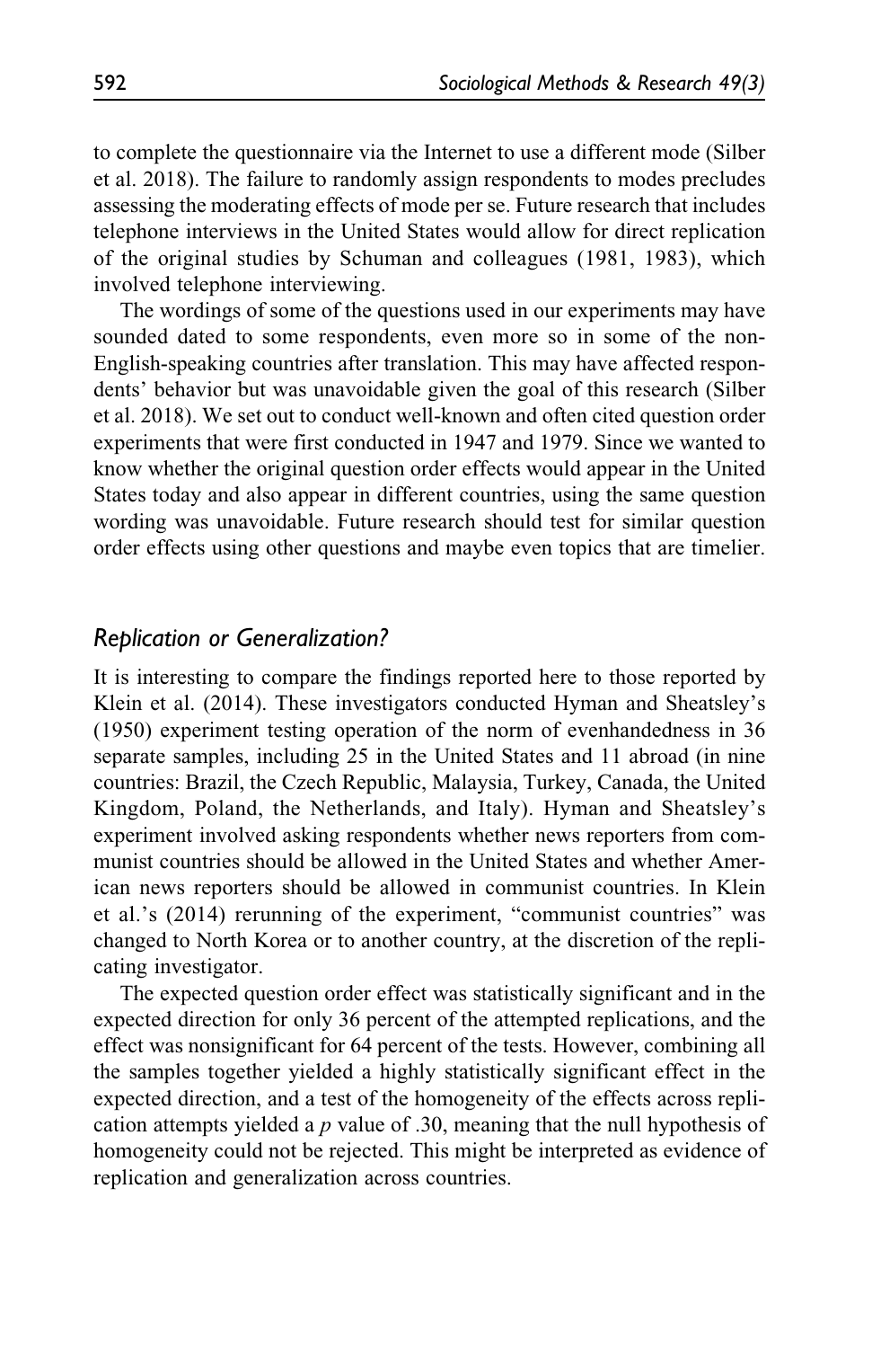to complete the questionnaire via the Internet to use a different mode (Silber et al. 2018). The failure to randomly assign respondents to modes precludes assessing the moderating effects of mode per se. Future research that includes telephone interviews in the United States would allow for direct replication of the original studies by Schuman and colleagues (1981, 1983), which involved telephone interviewing.

The wordings of some of the questions used in our experiments may have sounded dated to some respondents, even more so in some of the non-English-speaking countries after translation. This may have affected respondents' behavior but was unavoidable given the goal of this research (Silber et al. 2018). We set out to conduct well-known and often cited question order experiments that were first conducted in 1947 and 1979. Since we wanted to know whether the original question order effects would appear in the United States today and also appear in different countries, using the same question wording was unavoidable. Future research should test for similar question order effects using other questions and maybe even topics that are timelier.

## *Replication or Generalization?*

It is interesting to compare the findings reported here to those reported by Klein et al. (2014). These investigators conducted Hyman and Sheatsley's (1950) experiment testing operation of the norm of evenhandedness in 36 separate samples, including 25 in the United States and 11 abroad (in nine countries: Brazil, the Czech Republic, Malaysia, Turkey, Canada, the United Kingdom, Poland, the Netherlands, and Italy). Hyman and Sheatsley's experiment involved asking respondents whether news reporters from communist countries should be allowed in the United States and whether American news reporters should be allowed in communist countries. In Klein et al.'s (2014) rerunning of the experiment, "communist countries" was changed to North Korea or to another country, at the discretion of the replicating investigator.

The expected question order effect was statistically significant and in the expected direction for only 36 percent of the attempted replications, and the effect was nonsignificant for 64 percent of the tests. However, combining all the samples together yielded a highly statistically significant effect in the expected direction, and a test of the homogeneity of the effects across replication attempts yielded a $p$ value of .30, meaning that the null hypothesis of homogeneity could not be rejected. This might be interpreted as evidence of replication and generalization across countries.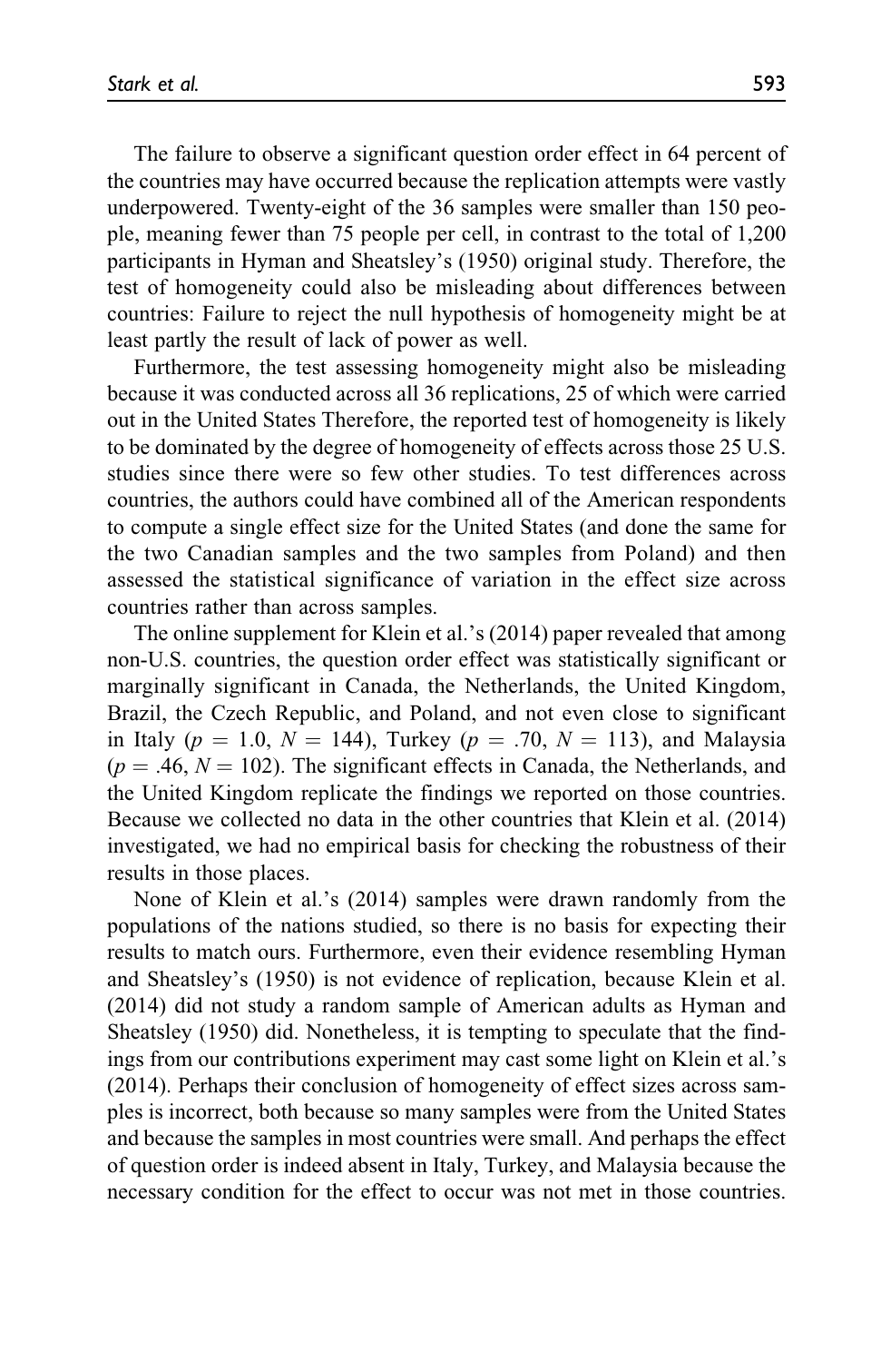The failure to observe a significant question order effect in 64 percent of the countries may have occurred because the replication attempts were vastly underpowered. Twenty-eight of the 36 samples were smaller than 150 people, meaning fewer than 75 people per cell, in contrast to the total of 1,200 participants in Hyman and Sheatsley's (1950) original study. Therefore, the test of homogeneity could also be misleading about differences between countries: Failure to reject the null hypothesis of homogeneity might be at least partly the result of lack of power as well.

Furthermore, the test assessing homogeneity might also be misleading because it was conducted across all 36 replications, 25 of which were carried out in the United States Therefore, the reported test of homogeneity is likely to be dominated by the degree of homogeneity of effects across those 25 U.S. studies since there were so few other studies. To test differences across countries, the authors could have combined all of the American respondents to compute a single effect size for the United States (and done the same for the two Canadian samples and the two samples from Poland) and then assessed the statistical significance of variation in the effect size across countries rather than across samples.

The online supplement for Klein et al.'s (2014) paper revealed that among non-U.S. countries, the question order effect was statistically significant or marginally significant in Canada, the Netherlands, the United Kingdom, Brazil, the Czech Republic, and Poland, and not even close to significant in Italy ($p = 1.0$, $N = 144$), Turkey ($p = .70$, $N = 113$), and Malaysia ($p = .46$, $N = 102$). The significant effects in Canada, the Netherlands, and the United Kingdom replicate the findings we reported on those countries. Because we collected no data in the other countries that Klein et al. (2014) investigated, we had no empirical basis for checking the robustness of their results in those places.

None of Klein et al.'s (2014) samples were drawn randomly from the populations of the nations studied, so there is no basis for expecting their results to match ours. Furthermore, even their evidence resembling Hyman and Sheatsley's (1950) is not evidence of replication, because Klein et al. (2014) did not study a random sample of American adults as Hyman and Sheatsley (1950) did. Nonetheless, it is tempting to speculate that the findings from our contributions experiment may cast some light on Klein et al.'s (2014). Perhaps their conclusion of homogeneity of effect sizes across samples is incorrect, both because so many samples were from the United States and because the samples in most countries were small. And perhaps the effect of question order is indeed absent in Italy, Turkey, and Malaysia because the necessary condition for the effect to occur was not met in those countries.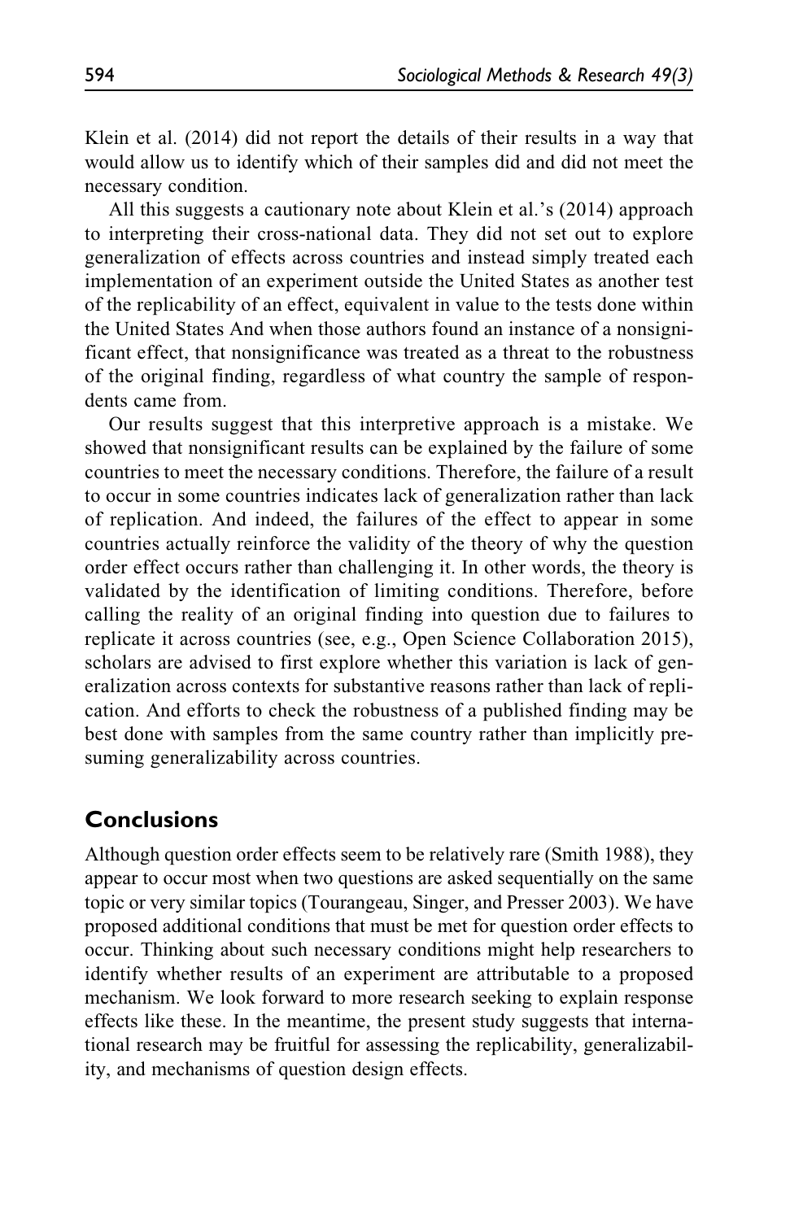Klein et al. (2014) did not report the details of their results in a way that would allow us to identify which of their samples did and did not meet the necessary condition.

All this suggests a cautionary note about Klein et al.'s (2014) approach to interpreting their cross-national data. They did not set out to explore generalization of effects across countries and instead simply treated each implementation of an experiment outside the United States as another test of the replicability of an effect, equivalent in value to the tests done within the United States And when those authors found an instance of a nonsignificant effect, that nonsignificance was treated as a threat to the robustness of the original finding, regardless of what country the sample of respondents came from.

Our results suggest that this interpretive approach is a mistake. We showed that nonsignificant results can be explained by the failure of some countries to meet the necessary conditions. Therefore, the failure of a result to occur in some countries indicates lack of generalization rather than lack of replication. And indeed, the failures of the effect to appear in some countries actually reinforce the validity of the theory of why the question order effect occurs rather than challenging it. In other words, the theory is validated by the identification of limiting conditions. Therefore, before calling the reality of an original finding into question due to failures to replicate it across countries (see, e.g., Open Science Collaboration 2015), scholars are advised to first explore whether this variation is lack of generalization across contexts for substantive reasons rather than lack of replication. And efforts to check the robustness of a published finding may be best done with samples from the same country rather than implicitly presuming generalizability across countries.

## Conclusions

Although question order effects seem to be relatively rare (Smith 1988), they appear to occur most when two questions are asked sequentially on the same topic or very similar topics (Tourangeau, Singer, and Presser 2003). We have proposed additional conditions that must be met for question order effects to occur. Thinking about such necessary conditions might help researchers to identify whether results of an experiment are attributable to a proposed mechanism. We look forward to more research seeking to explain response effects like these. In the meantime, the present study suggests that international research may be fruitful for assessing the replicability, generalizability, and mechanisms of question design effects.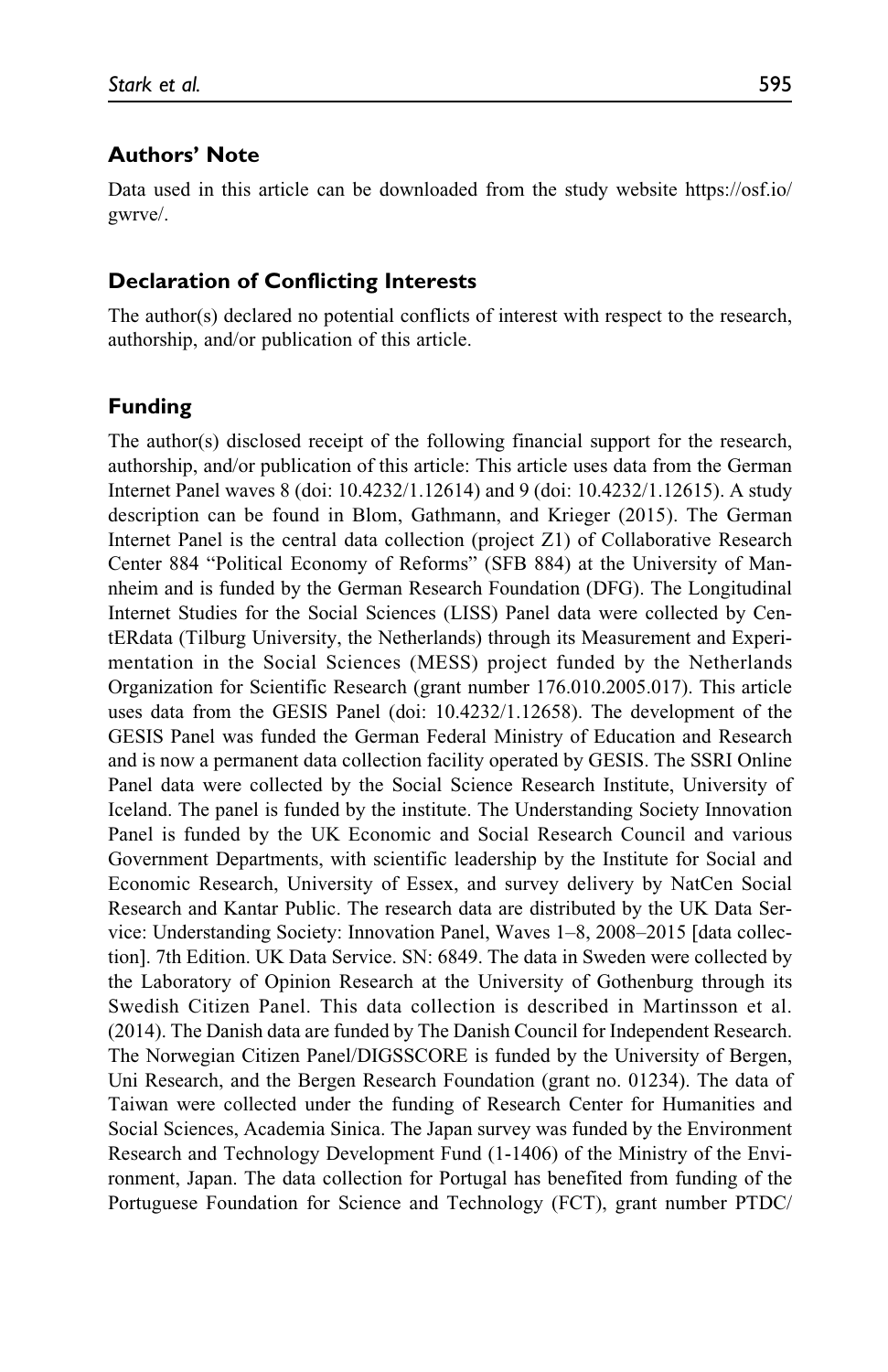## Authors' Note

Data used in this article can be downloaded from the study website https://osf.io/gwrve/.

## Declaration of Conflicting Interests

The author(s) declared no potential conflicts of interest with respect to the research, authorship, and/or publication of this article.

## Funding

The author(s) disclosed receipt of the following financial support for the research, authorship, and/or publication of this article: This article uses data from the German Internet Panel waves 8 (doi: 10.4232/1.12614) and 9 (doi: 10.4232/1.12615). A study description can be found in Blom, Gathmann, and Krieger (2015). The German Internet Panel is the central data collection (project Z1) of Collaborative Research Center 884 "Political Economy of Reforms" (SFB 884) at the University of Mannheim and is funded by the German Research Foundation (DFG). The Longitudinal Internet Studies for the Social Sciences (LISS) Panel data were collected by CentERdata (Tilburg University, the Netherlands) through its Measurement and Experimentation in the Social Sciences (MESS) project funded by the Netherlands Organization for Scientific Research (grant number 176.010.2005.017). This article uses data from the GESIS Panel (doi: 10.4232/1.12658). The development of the GESIS Panel was funded the German Federal Ministry of Education and Research and is now a permanent data collection facility operated by GESIS. The SSRI Online Panel data were collected by the Social Science Research Institute, University of Iceland. The panel is funded by the institute. The Understanding Society Innovation Panel is funded by the UK Economic and Social Research Council and various Government Departments, with scientific leadership by the Institute for Social and Economic Research, University of Essex, and survey delivery by NatCen Social Research and Kantar Public. The research data are distributed by the UK Data Service: Understanding Society: Innovation Panel, Waves 1–8, 2008–2015 [data collection]. 7th Edition. UK Data Service. SN: 6849. The data in Sweden were collected by the Laboratory of Opinion Research at the University of Gothenburg through its Swedish Citizen Panel. This data collection is described in Martinsson et al. (2014). The Danish data are funded by The Danish Council for Independent Research. The Norwegian Citizen Panel/DIGSSCORE is funded by the University of Bergen, Uni Research, and the Bergen Research Foundation (grant no. 01234). The data of Taiwan were collected under the funding of Research Center for Humanities and Social Sciences, Academia Sinica. The Japan survey was funded by the Environment Research and Technology Development Fund (1-1406) of the Ministry of the Environment, Japan. The data collection for Portugal has benefited from funding of the Portuguese Foundation for Science and Technology (FCT), grant number PTDC/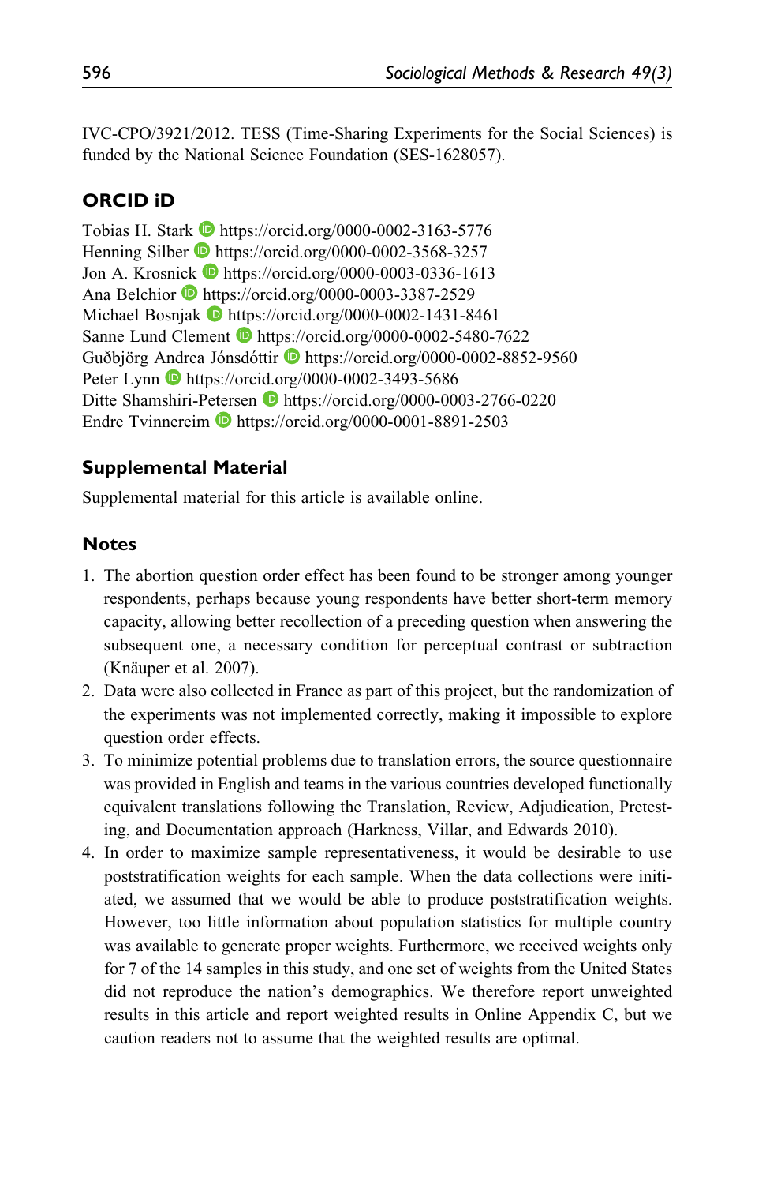IVC-CPO/3921/2012. TESS (Time-Sharing Experiments for the Social Sciences) is funded by the National Science Foundation (SES-1628057).

## ORCID iD

Tobias H. Stark https://orcid.org/0000-0002-3163-5776
Henning Silber https://orcid.org/0000-0002-3568-3257
Jon A. Krosnick https://orcid.org/0000-0003-0336-1613
Ana Belchior https://orcid.org/0000-0003-3387-2529
Michael Bosnjak https://orcid.org/0000-0002-1431-8461
Sanne Lund Clement https://orcid.org/0000-0002-5480-7622
Guðbjörg Andrea Jónsdóttir https://orcid.org/0000-0002-8852-9560
Peter Lynn https://orcid.org/0000-0002-3493-5686
Ditte Shamshiri-Petersen https://orcid.org/0000-0003-2766-0220
Endre Tvinnereim https://orcid.org/0000-0001-8891-2503

## Supplemental Material

Supplemental material for this article is available online.

## Notes

1. The abortion question order effect has been found to be stronger among younger respondents, perhaps because young respondents have better short-term memory capacity, allowing better recollection of a preceding question when answering the subsequent one, a necessary condition for perceptual contrast or subtraction (Knäuper et al. 2007).
2. Data were also collected in France as part of this project, but the randomization of the experiments was not implemented correctly, making it impossible to explore question order effects.
3. To minimize potential problems due to translation errors, the source questionnaire was provided in English and teams in the various countries developed functionally equivalent translations following the Translation, Review, Adjudication, Pretesting, and Documentation approach (Harkness, Villar, and Edwards 2010).
4. In order to maximize sample representativeness, it would be desirable to use poststratification weights for each sample. When the data collections were initiated, we assumed that we would be able to produce poststratification weights. However, too little information about population statistics for multiple country was available to generate proper weights. Furthermore, we received weights only for 7 of the 14 samples in this study, and one set of weights from the United States did not reproduce the nation's demographics. We therefore report unweighted results in this article and report weighted results in Online Appendix C, but we caution readers not to assume that the weighted results are optimal.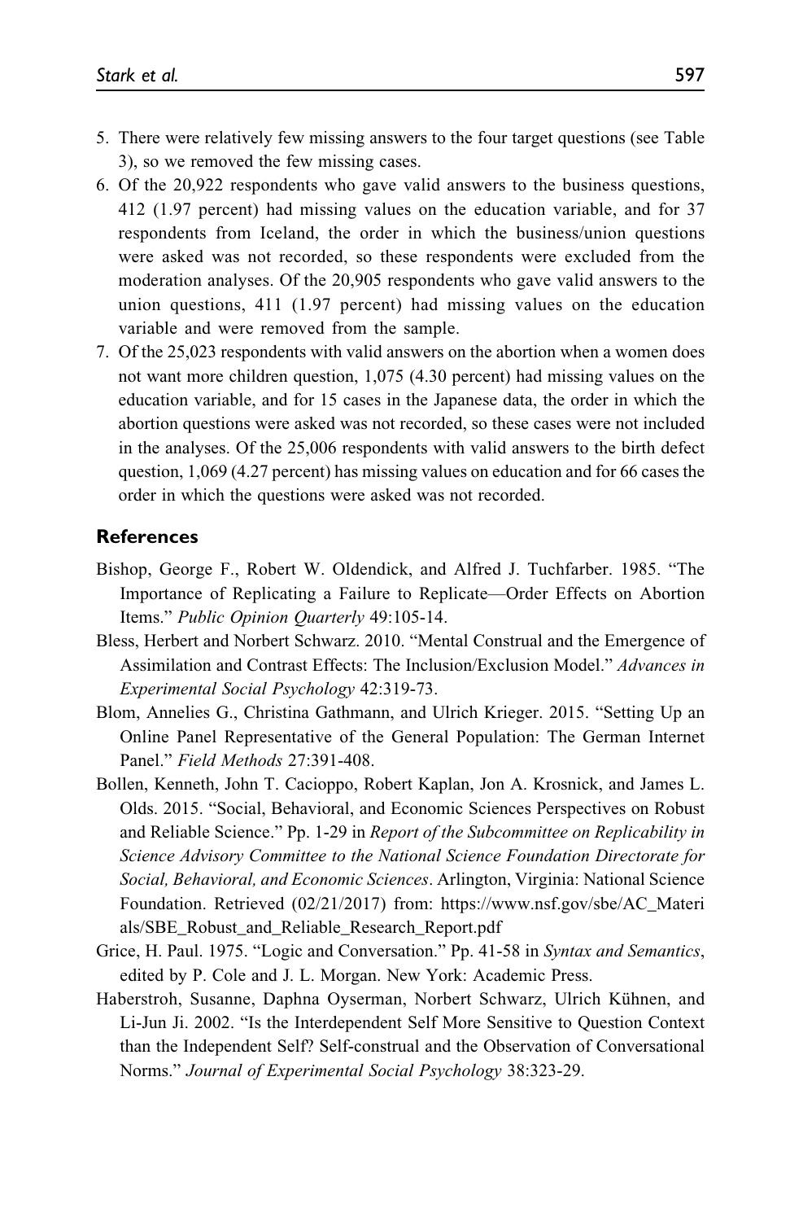5. There were relatively few missing answers to the four target questions (see Table 3), so we removed the few missing cases.
6. Of the 20,922 respondents who gave valid answers to the business questions, 412 (1.97 percent) had missing values on the education variable, and for 37 respondents from Iceland, the order in which the business/union questions were asked was not recorded, so these respondents were excluded from the moderation analyses. Of the 20,905 respondents who gave valid answers to the union questions, 411 (1.97 percent) had missing values on the education variable and were removed from the sample.
7. Of the 25,023 respondents with valid answers on the abortion when a women does not want more children question, 1,075 (4.30 percent) had missing values on the education variable, and for 15 cases in the Japanese data, the order in which the abortion questions were asked was not recorded, so these cases were not included in the analyses. Of the 25,006 respondents with valid answers to the birth defect question, 1,069 (4.27 percent) has missing values on education and for 66 cases the order in which the questions were asked was not recorded.

## References

Bishop, George F., Robert W. Oldendick, and Alfred J. Tuchfarber. 1985. "The Importance of Replicating a Failure to Replicate—Order Effects on Abortion Items." *Public Opinion Quarterly* 49:105-14.

Bless, Herbert and Norbert Schwarz. 2010. "Mental Construal and the Emergence of Assimilation and Contrast Effects: The Inclusion/Exclusion Model." *Advances in Experimental Social Psychology* 42:319-73.

Blom, Annelies G., Christina Gathmann, and Ulrich Krieger. 2015. "Setting Up an Online Panel Representative of the General Population: The German Internet Panel." *Field Methods* 27:391-408.

Bollen, Kenneth, John T. Cacioppo, Robert Kaplan, Jon A. Krosnick, and James L. Olds. 2015. "Social, Behavioral, and Economic Sciences Perspectives on Robust and Reliable Science." Pp. 1-29 in *Report of the Subcommittee on Replicability in Science Advisory Committee to the National Science Foundation Directorate for Social, Behavioral, and Economic Sciences*. Arlington, Virginia: National Science Foundation. Retrieved (02/21/2017) from: https://www.nsf.gov/sbe/AC_Materials/SBE_Robust_and_Reliable_Research_Report.pdf

Grice, H. Paul. 1975. "Logic and Conversation." Pp. 41-58 in *Syntax and Semantics*, edited by P. Cole and J. L. Morgan. New York: Academic Press.

Haberstroh, Susanne, Daphna Oyserman, Norbert Schwarz, Ulrich Kühnen, and Li-Jun Ji. 2002. "Is the Interdependent Self More Sensitive to Question Context than the Independent Self? Self-construal and the Observation of Conversational Norms." *Journal of Experimental Social Psychology* 38:323-29.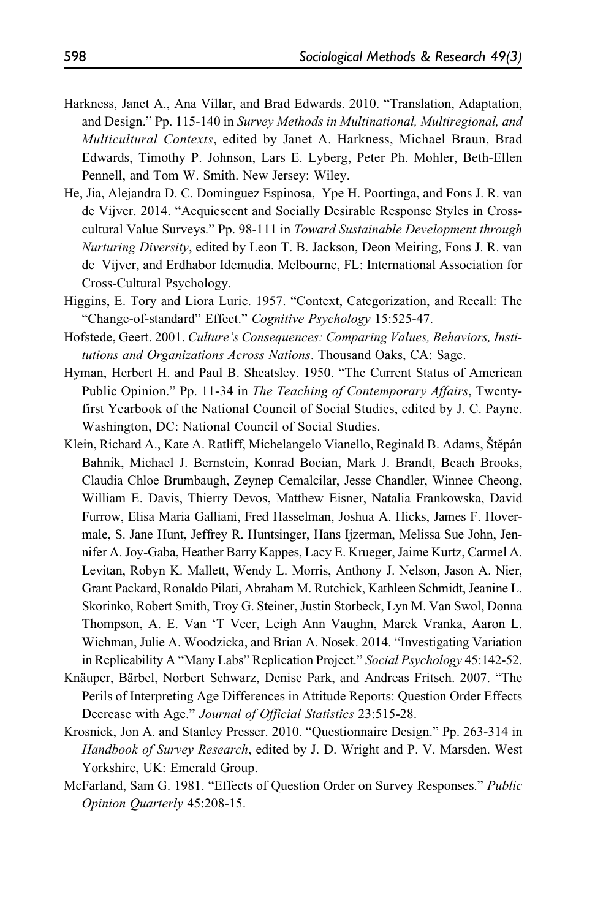Harkness, Janet A., Ana Villar, and Brad Edwards. 2010. "Translation, Adaptation, and Design." Pp. 115-140 in *Survey Methods in Multinational, Multiregional, and Multicultural Contexts*, edited by Janet A. Harkness, Michael Braun, Brad Edwards, Timothy P. Johnson, Lars E. Lyberg, Peter Ph. Mohler, Beth-Ellen Pennell, and Tom W. Smith. New Jersey: Wiley.

He, Jia, Alejandra D. C. Dominguez Espinosa, Ype H. Poortinga, and Fons J. R. van de Vijver. 2014. "Acquiescent and Socially Desirable Response Styles in Cross-cultural Value Surveys." Pp. 98-111 in *Toward Sustainable Development through Nurturing Diversity*, edited by Leon T. B. Jackson, Deon Meiring, Fons J. R. van de Vijver, and Erdhabor Idemudia. Melbourne, FL: International Association for Cross-Cultural Psychology.

Higgins, E. Tory and Liora Lurie. 1957. "Context, Categorization, and Recall: The "Change-of-standard" Effect." *Cognitive Psychology* 15:525-47.

Hofstede, Geert. 2001. *Culture's Consequences: Comparing Values, Behaviors, Institutions and Organizations Across Nations*. Thousand Oaks, CA: Sage.

Hyman, Herbert H. and Paul B. Sheatsley. 1950. "The Current Status of American Public Opinion." Pp. 11-34 in *The Teaching of Contemporary Affairs*, Twenty-first Yearbook of the National Council of Social Studies, edited by J. C. Payne. Washington, DC: National Council of Social Studies.

Klein, Richard A., Kate A. Ratliff, Michelangelo Vianello, Reginald B. Adams, Štěpán Bahník, Michael J. Bernstein, Konrad Bocian, Mark J. Brandt, Beach Brooks, Claudia Chloe Brumbaugh, Zeynep Cemalcilar, Jesse Chandler, Winnee Cheong, William E. Davis, Thierry Devos, Matthew Eisner, Natalia Frankowska, David Furrow, Elisa Maria Galliani, Fred Hasselman, Joshua A. Hicks, James F. Hovermale, S. Jane Hunt, Jeffrey R. Huntsinger, Hans Ijzerman, Melissa Sue John, Jennifer A. Joy-Gaba, Heather Barry Kappes, Lacy E. Krueger, Jaime Kurtz, Carmel A. Levitan, Robyn K. Mallett, Wendy L. Morris, Anthony J. Nelson, Jason A. Nier, Grant Packard, Ronaldo Pilati, Abraham M. Rutchick, Kathleen Schmidt, Jeanine L. Skorinko, Robert Smith, Troy G. Steiner, Justin Storbeck, Lyn M. Van Swol, Donna Thompson, A. E. Van 'T Veer, Leigh Ann Vaughn, Marek Vranka, Aaron L. Wichman, Julie A. Woodzicka, and Brian A. Nosek. 2014. "Investigating Variation in Replicability A "Many Labs" Replication Project." *Social Psychology* 45:142-52.

Knäuper, Bärbel, Norbert Schwarz, Denise Park, and Andreas Fritsch. 2007. "The Perils of Interpreting Age Differences in Attitude Reports: Question Order Effects Decrease with Age." *Journal of Official Statistics* 23:515-28.

Krosnick, Jon A. and Stanley Presser. 2010. "Questionnaire Design." Pp. 263-314 in *Handbook of Survey Research*, edited by J. D. Wright and P. V. Marsden. West Yorkshire, UK: Emerald Group.

McFarland, Sam G. 1981. "Effects of Question Order on Survey Responses." *Public Opinion Quarterly* 45:208-15.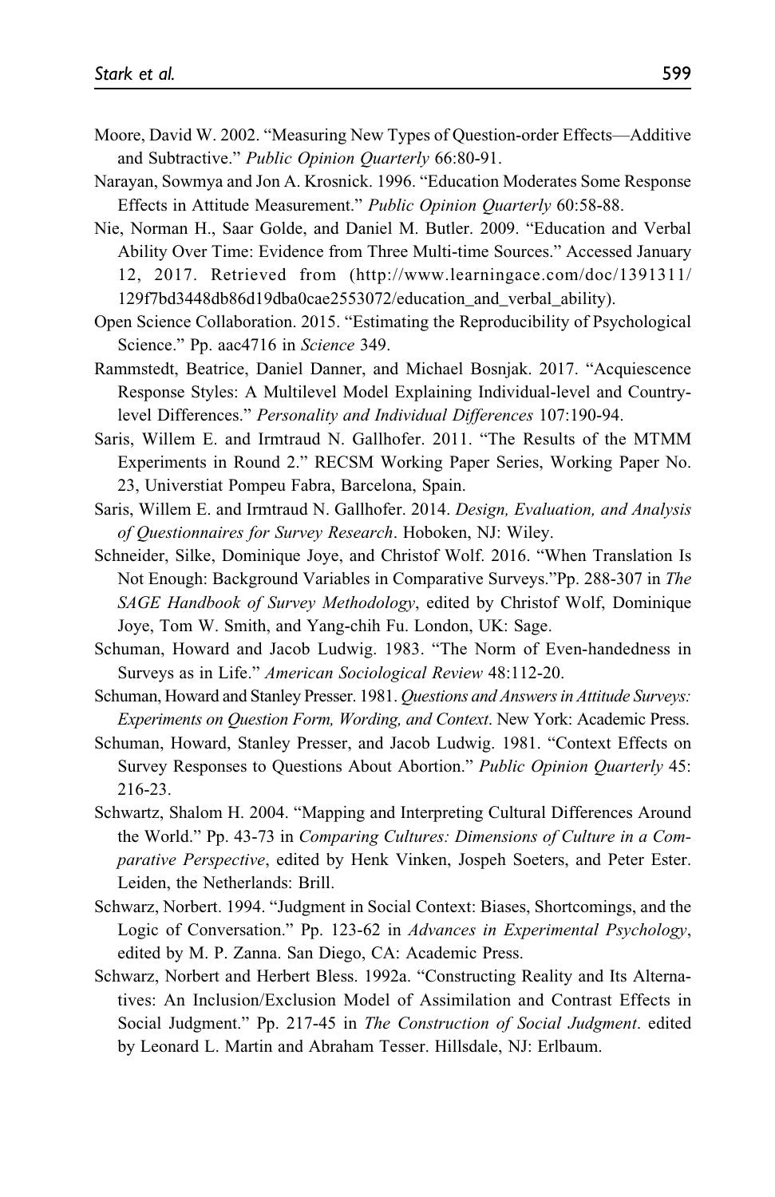Moore, David W. 2002. “Measuring New Types of Question-order Effects—Additive and Subtractive.” *Public Opinion Quarterly* 66:80-91.

Narayan, Sowmya and Jon A. Krosnick. 1996. “Education Moderates Some Response Effects in Attitude Measurement.” *Public Opinion Quarterly* 60:58-88.

Nie, Norman H., Saar Golde, and Daniel M. Butler. 2009. “Education and Verbal Ability Over Time: Evidence from Three Multi-time Sources.” Accessed January 12, 2017. Retrieved from (http://www.learningace.com/doc/1391311/129f7bd3448db86d19dba0cae2553072/education_and_verbal_ability).

Open Science Collaboration. 2015. “Estimating the Reproducibility of Psychological Science.” Pp. aac4716 in *Science* 349.

Rammstedt, Beatrice, Daniel Danner, and Michael Bosnjak. 2017. “Acquiescence Response Styles: A Multilevel Model Explaining Individual-level and Country-level Differences.” *Personality and Individual Differences* 107:190-94.

Saris, Willem E. and Irmtraud N. Gallhofer. 2011. “The Results of the MTMM Experiments in Round 2.” RECSM Working Paper Series, Working Paper No. 23, Universtiat Pompeu Fabra, Barcelona, Spain.

Saris, Willem E. and Irmtraud N. Gallhofer. 2014. *Design, Evaluation, and Analysis of Questionnaires for Survey Research*. Hoboken, NJ: Wiley.

Schneider, Silke, Dominique Joye, and Christof Wolf. 2016. “When Translation Is Not Enough: Background Variables in Comparative Surveys.”Pp. 288-307 in *The SAGE Handbook of Survey Methodology*, edited by Christof Wolf, Dominique Joye, Tom W. Smith, and Yang-chih Fu. London, UK: Sage.

Schuman, Howard and Jacob Ludwig. 1983. “The Norm of Even-handedness in Surveys as in Life.” *American Sociological Review* 48:112-20.

Schuman, Howard and Stanley Presser. 1981. *Questions and Answers in Attitude Surveys: Experiments on Question Form, Wording, and Context*. New York: Academic Press.

Schuman, Howard, Stanley Presser, and Jacob Ludwig. 1981. “Context Effects on Survey Responses to Questions About Abortion.” *Public Opinion Quarterly* 45: 216-23.

Schwartz, Shalom H. 2004. “Mapping and Interpreting Cultural Differences Around the World.” Pp. 43-73 in *Comparing Cultures: Dimensions of Culture in a Comparative Perspective*, edited by Henk Vinken, Jospeh Soeters, and Peter Ester. Leiden, the Netherlands: Brill.

Schwarz, Norbert. 1994. “Judgment in Social Context: Biases, Shortcomings, and the Logic of Conversation.” Pp. 123-62 in *Advances in Experimental Psychology*, edited by M. P. Zanna. San Diego, CA: Academic Press.

Schwarz, Norbert and Herbert Bless. 1992a. “Constructing Reality and Its Alternatives: An Inclusion/Exclusion Model of Assimilation and Contrast Effects in Social Judgment.” Pp. 217-45 in *The Construction of Social Judgment*. edited by Leonard L. Martin and Abraham Tesser. Hillsdale, NJ: Erlbaum.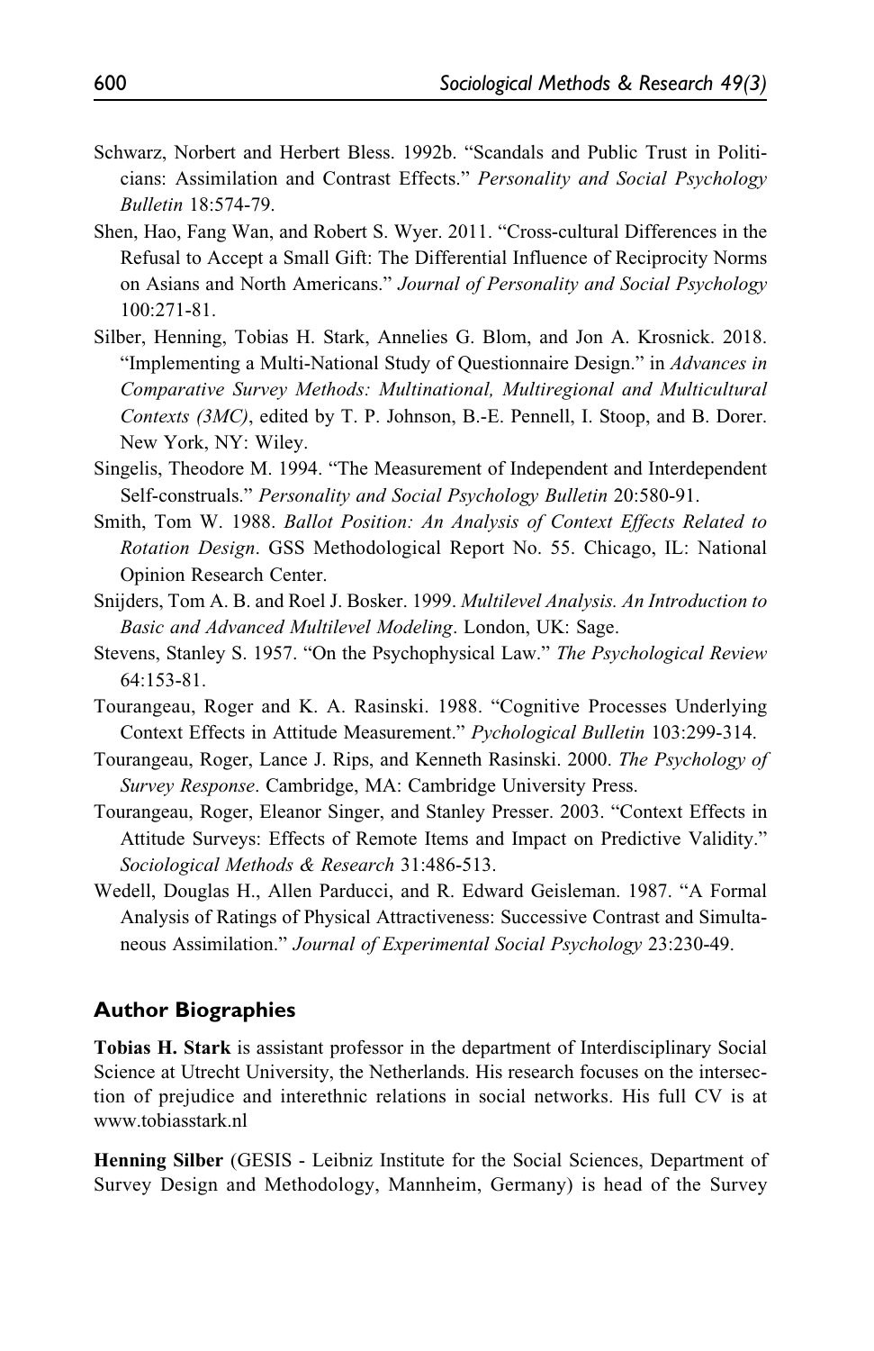Schwarz, Norbert and Herbert Bless. 1992b. "Scandals and Public Trust in Politicians: Assimilation and Contrast Effects." *Personality and Social Psychology Bulletin* 18:574-79.

Shen, Hao, Fang Wan, and Robert S. Wyer. 2011. "Cross-cultural Differences in the Refusal to Accept a Small Gift: The Differential Influence of Reciprocity Norms on Asians and North Americans." *Journal of Personality and Social Psychology* 100:271-81.

Silber, Henning, Tobias H. Stark, Annelies G. Blom, and Jon A. Krosnick. 2018. "Implementing a Multi-National Study of Questionnaire Design." in *Advances in Comparative Survey Methods: Multinational, Multiregional and Multicultural Contexts (3MC)*, edited by T. P. Johnson, B.-E. Pennell, I. Stoop, and B. Dorer. New York, NY: Wiley.

Singelis, Theodore M. 1994. "The Measurement of Independent and Interdependent Self-construals." *Personality and Social Psychology Bulletin* 20:580-91.

Smith, Tom W. 1988. *Ballot Position: An Analysis of Context Effects Related to Rotation Design*. GSS Methodological Report No. 55. Chicago, IL: National Opinion Research Center.

Snijders, Tom A. B. and Roel J. Bosker. 1999. *Multilevel Analysis. An Introduction to Basic and Advanced Multilevel Modeling*. London, UK: Sage.

Stevens, Stanley S. 1957. "On the Psychophysical Law." *The Psychological Review* 64:153-81.

Tourangeau, Roger and K. A. Rasinski. 1988. "Cognitive Processes Underlying Context Effects in Attitude Measurement." *Pychological Bulletin* 103:299-314.

Tourangeau, Roger, Lance J. Rips, and Kenneth Rasinski. 2000. *The Psychology of Survey Response*. Cambridge, MA: Cambridge University Press.

Tourangeau, Roger, Eleanor Singer, and Stanley Presser. 2003. "Context Effects in Attitude Surveys: Effects of Remote Items and Impact on Predictive Validity." *Sociological Methods & Research* 31:486-513.

Wedell, Douglas H., Allen Parducci, and R. Edward Geisleman. 1987. "A Formal Analysis of Ratings of Physical Attractiveness: Successive Contrast and Simultaneous Assimilation." *Journal of Experimental Social Psychology* 23:230-49.

## Author Biographies

**Tobias H. Stark** is assistant professor in the department of Interdisciplinary Social Science at Utrecht University, the Netherlands. His research focuses on the intersection of prejudice and interethnic relations in social networks. His full CV is at www.tobiasstark.nl

**Henning Silber** (GESIS - Leibniz Institute for the Social Sciences, Department of Survey Design and Methodology, Mannheim, Germany) is head of the Survey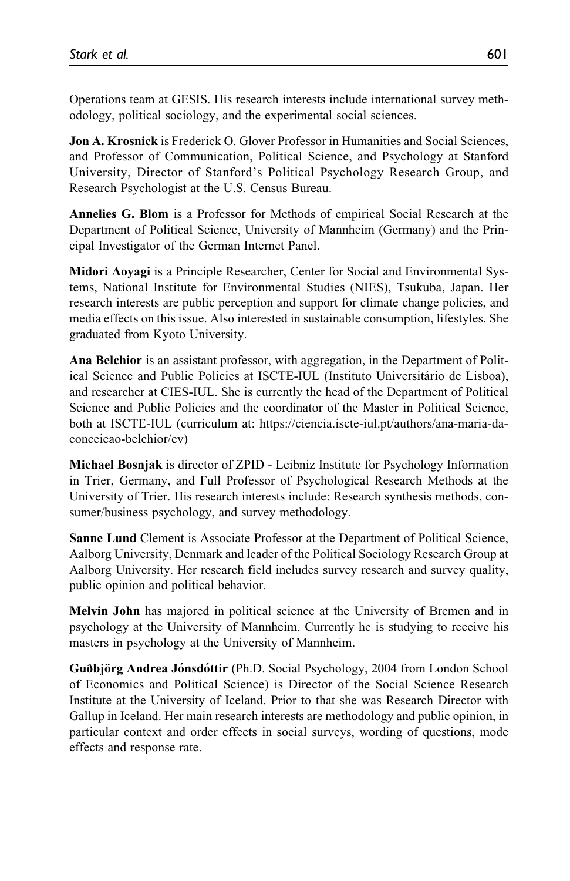Operations team at GESIS. His research interests include international survey methodology, political sociology, and the experimental social sciences.

**Jon A. Krosnick** is Frederick O. Glover Professor in Humanities and Social Sciences, and Professor of Communication, Political Science, and Psychology at Stanford University, Director of Stanford's Political Psychology Research Group, and Research Psychologist at the U.S. Census Bureau.

**Annelies G. Blom** is a Professor for Methods of empirical Social Research at the Department of Political Science, University of Mannheim (Germany) and the Principal Investigator of the German Internet Panel.

**Midori Aoyagi** is a Principle Researcher, Center for Social and Environmental Systems, National Institute for Environmental Studies (NIES), Tsukuba, Japan. Her research interests are public perception and support for climate change policies, and media effects on this issue. Also interested in sustainable consumption, lifestyles. She graduated from Kyoto University.

**Ana Belchior** is an assistant professor, with aggregation, in the Department of Political Science and Public Policies at ISCTE-IUL (Instituto Universitário de Lisboa), and researcher at CIES-IUL. She is currently the head of the Department of Political Science and Public Policies and the coordinator of the Master in Political Science, both at ISCTE-IUL (curriculum at: https://ciencia.iscte-iul.pt/authors/ana-maria-da-conceicao-belchior/cv)

**Michael Bosnjak** is director of ZPID - Leibniz Institute for Psychology Information in Trier, Germany, and Full Professor of Psychological Research Methods at the University of Trier. His research interests include: Research synthesis methods, consumer/business psychology, and survey methodology.

**Sanne Lund** Clement is Associate Professor at the Department of Political Science, Aalborg University, Denmark and leader of the Political Sociology Research Group at Aalborg University. Her research field includes survey research and survey quality, public opinion and political behavior.

**Melvin John** has majored in political science at the University of Bremen and in psychology at the University of Mannheim. Currently he is studying to receive his masters in psychology at the University of Mannheim.

**Guðbjörg Andrea Jónsdóttir** (Ph.D. Social Psychology, 2004 from London School of Economics and Political Science) is Director of the Social Science Research Institute at the University of Iceland. Prior to that she was Research Director with Gallup in Iceland. Her main research interests are methodology and public opinion, in particular context and order effects in social surveys, wording of questions, mode effects and response rate.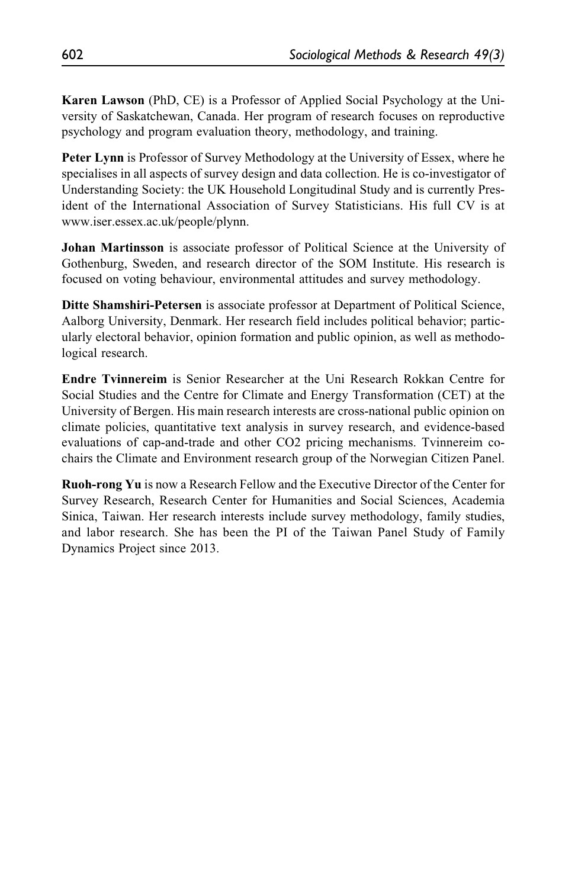**Karen Lawson** (PhD, CE) is a Professor of Applied Social Psychology at the University of Saskatchewan, Canada. Her program of research focuses on reproductive psychology and program evaluation theory, methodology, and training.

**Peter Lynn** is Professor of Survey Methodology at the University of Essex, where he specialises in all aspects of survey design and data collection. He is co-investigator of Understanding Society: the UK Household Longitudinal Study and is currently President of the International Association of Survey Statisticians. His full CV is at www.iser.essex.ac.uk/people/plynn.

**Johan Martinsson** is associate professor of Political Science at the University of Gothenburg, Sweden, and research director of the SOM Institute. His research is focused on voting behaviour, environmental attitudes and survey methodology.

**Ditte Shamshiri-Petersen** is associate professor at Department of Political Science, Aalborg University, Denmark. Her research field includes political behavior; particularly electoral behavior, opinion formation and public opinion, as well as methodological research.

**Endre Tvinnereim** is Senior Researcher at the Uni Research Rokkan Centre for Social Studies and the Centre for Climate and Energy Transformation (CET) at the University of Bergen. His main research interests are cross-national public opinion on climate policies, quantitative text analysis in survey research, and evidence-based evaluations of cap-and-trade and other $CO_2$ pricing mechanisms. Tvinnereim co-chairs the Climate and Environment research group of the Norwegian Citizen Panel.

**Ruoh-rong Yu** is now a Research Fellow and the Executive Director of the Center for Survey Research, Research Center for Humanities and Social Sciences, Academia Sinica, Taiwan. Her research interests include survey methodology, family studies, and labor research. She has been the PI of the Taiwan Panel Study of Family Dynamics Project since 2013.